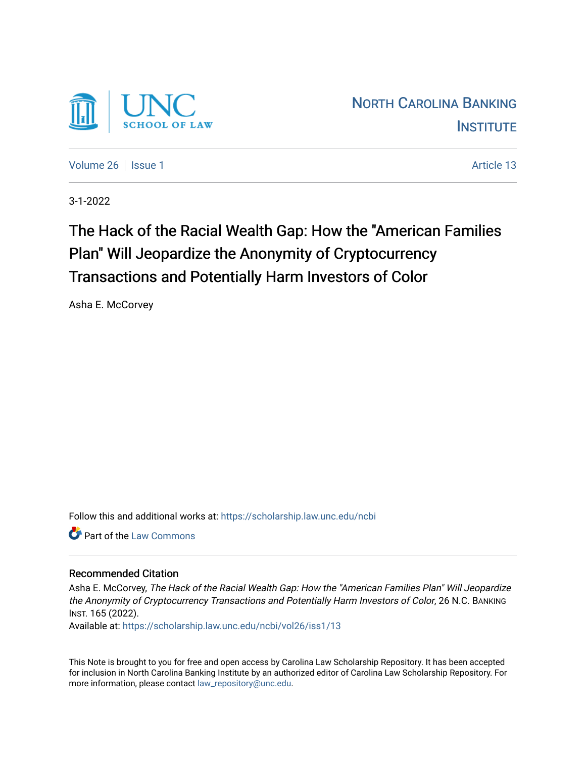NORTH CAROLINA BANKING INSTITUTE

Volume 26 | Issue 1 | Article 13

3-1-2022

# The Hack of the Racial Wealth Gap: How the "American Families Plan" Will Jeopardize the Anonymity of Cryptocurrency Transactions and Potentially Harm Investors of Color

Asha E. McCorvey

Follow this and additional works at: https://scholarship.law.unc.edu/ncbi

Part of the Law Commons

## Recommended Citation

Asha E. McCorvey, *The Hack of the Racial Wealth Gap: How the "American Families Plan" Will Jeopardize the Anonymity of Cryptocurrency Transactions and Potentially Harm Investors of Color*, 26 N.C. BANKING INST. 165 (2022).

Available at: https://scholarship.law.unc.edu/ncbi/vol26/iss1/13

This Note is brought to you for free and open access by Carolina Law Scholarship Repository. It has been accepted for inclusion in North Carolina Banking Institute by an authorized editor of Carolina Law Scholarship Repository. For more information, please contact law_repository@unc.edu.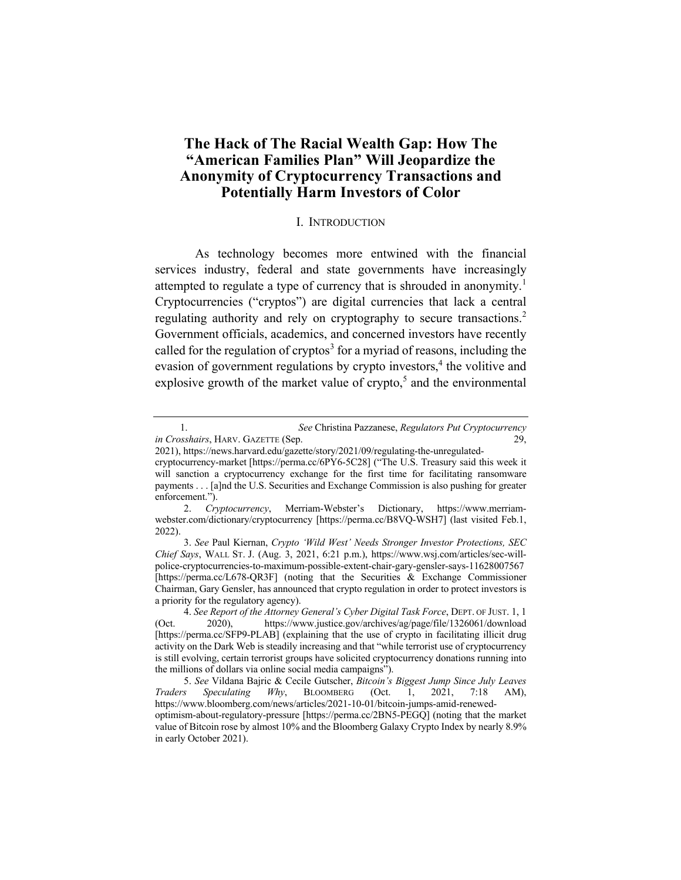# The Hack of The Racial Wealth Gap: How The "American Families Plan" Will Jeopardize the Anonymity of Cryptocurrency Transactions and Potentially Harm Investors of Color

## I. INTRODUCTION

As technology becomes more entwined with the financial services industry, federal and state governments have increasingly attempted to regulate a type of currency that is shrouded in anonymity.[1] Cryptocurrencies ("cryptos") are digital currencies that lack a central regulating authority and rely on cryptography to secure transactions.[2] Government officials, academics, and concerned investors have recently called for the regulation of cryptos[3] for a myriad of reasons, including the evasion of government regulations by crypto investors,[4] the volitive and explosive growth of the market value of crypto,[5] and the environmental

---

1. *See* Christina Pazzanese, *Regulators Put Cryptocurrency in Crosshairs*, HARV. GAZETTE (Sep. 29, 2021), https://news.harvard.edu/gazette/story/2021/09/regulating-the-unregulated-cryptocurrency-market [https://perma.cc/6PY6-5C28] ("The U.S. Treasury said this week it will sanction a cryptocurrency exchange for the first time for facilitating ransomware payments . . . [a]nd the U.S. Securities and Exchange Commission is also pushing for greater enforcement.").

2. *Cryptocurrency*, Merriam-Webster's Dictionary, https://www.merriam-webster.com/dictionary/cryptocurrency [https://perma.cc/B8VQ-WSH7] (last visited Feb.1, 2022).

3. *See* Paul Kiernan, *Crypto 'Wild West' Needs Stronger Investor Protections, SEC Chief Says*, WALL ST. J. (Aug. 3, 2021, 6:21 p.m.), https://www.wsj.com/articles/sec-will-police-cryptocurrencies-to-maximum-possible-extent-chair-gary-gensler-says-11628007567 [https://perma.cc/L678-QR3F] (noting that the Securities & Exchange Commissioner Chairman, Gary Gensler, has announced that crypto regulation in order to protect investors is a priority for the regulatory agency).

4. *See Report of the Attorney General's Cyber Digital Task Force*, DEPT. OF JUST. 1, 1 (Oct. 2020), https://www.justice.gov/archives/ag/page/file/1326061/download [https://perma.cc/SFP9-PLAB] (explaining that the use of crypto in facilitating illicit drug activity on the Dark Web is steadily increasing and that "while terrorist use of cryptocurrency is still evolving, certain terrorist groups have solicited cryptocurrency donations running into the millions of dollars via online social media campaigns").

5. *See* Vildana Bajric & Cecile Gutscher, *Bitcoin's Biggest Jump Since July Leaves Traders Speculating Why*, BLOOMBERG (Oct. 1, 2021, 7:18 AM), https://www.bloomberg.com/news/articles/2021-10-01/bitcoin-jumps-amid-renewed-optimism-about-regulatory-pressure [https://perma.cc/2BN5-PEGQ] (noting that the market value of Bitcoin rose by almost 10% and the Bloomberg Galaxy Crypto Index by nearly 8.9% in early October 2021).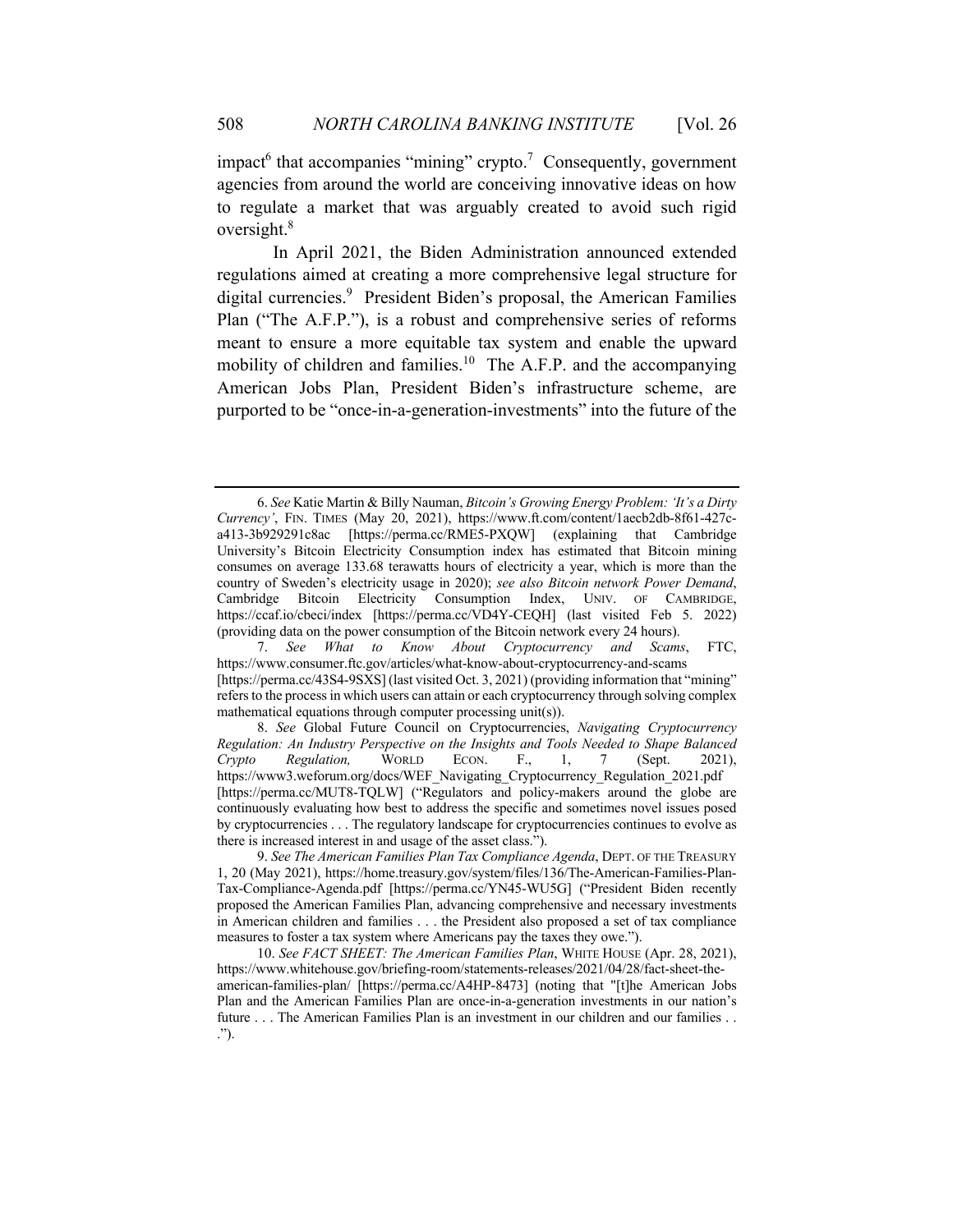impact[6] that accompanies "mining" crypto.[7] Consequently, government agencies from around the world are conceiving innovative ideas on how to regulate a market that was arguably created to avoid such rigid oversight.[8]

In April 2021, the Biden Administration announced extended regulations aimed at creating a more comprehensive legal structure for digital currencies.[9] President Biden's proposal, the American Families Plan ("The A.F.P."), is a robust and comprehensive series of reforms meant to ensure a more equitable tax system and enable the upward mobility of children and families.[10] The A.F.P. and the accompanying American Jobs Plan, President Biden's infrastructure scheme, are purported to be "once-in-a-generation-investments" into the future of the

---

6. *See* Katie Martin & Billy Nauman, *Bitcoin's Growing Energy Problem: 'It's a Dirty Currency'*, FIN. TIMES (May 20, 2021), https://www.ft.com/content/1aecb2db-8f61-427c-a413-3b929291c8ac [https://perma.cc/RME5-PXQW] (explaining that Cambridge University's Bitcoin Electricity Consumption index has estimated that Bitcoin mining consumes on average 133.68 terawatts hours of electricity a year, which is more than the country of Sweden's electricity usage in 2020); *see also Bitcoin network Power Demand*, Cambridge Bitcoin Electricity Consumption Index, UNIV. OF CAMBRIDGE, https://ccaf.io/cbeci/index [https://perma.cc/VD4Y-CEQH] (last visited Feb 5. 2022) (providing data on the power consumption of the Bitcoin network every 24 hours).

7. *See What to Know About Cryptocurrency and Scams*, FTC, https://www.consumer.ftc.gov/articles/what-know-about-cryptocurrency-and-scams [https://perma.cc/43S4-9SXS] (last visited Oct. 3, 2021) (providing information that "mining" refers to the process in which users can attain or each cryptocurrency through solving complex mathematical equations through computer processing unit(s)).

8. *See* Global Future Council on Cryptocurrencies, *Navigating Cryptocurrency Regulation: An Industry Perspective on the Insights and Tools Needed to Shape Balanced Crypto Regulation,* WORLD ECON. F., 1, 7 (Sept. 2021), https://www3.weforum.org/docs/WEF_Navigating_Cryptocurrency_Regulation_2021.pdf [https://perma.cc/MUT8-TQLW] ("Regulators and policy-makers around the globe are continuously evaluating how best to address the specific and sometimes novel issues posed by cryptocurrencies . . . The regulatory landscape for cryptocurrencies continues to evolve as there is increased interest in and usage of the asset class.").

9. *See The American Families Plan Tax Compliance Agenda*, DEPT. OF THE TREASURY 1, 20 (May 2021), https://home.treasury.gov/system/files/136/The-American-Families-Plan-Tax-Compliance-Agenda.pdf [https://perma.cc/YN45-WU5G] ("President Biden recently proposed the American Families Plan, advancing comprehensive and necessary investments in American children and families . . . the President also proposed a set of tax compliance measures to foster a tax system where Americans pay the taxes they owe.").

10. *See FACT SHEET: The American Families Plan*, WHITE HOUSE (Apr. 28, 2021), https://www.whitehouse.gov/briefing-room/statements-releases/2021/04/28/fact-sheet-the-american-families-plan/ [https://perma.cc/A4HP-8473] (noting that "[t]he American Jobs Plan and the American Families Plan are once-in-a-generation investments in our nation's future . . . The American Families Plan is an investment in our children and our families . . .").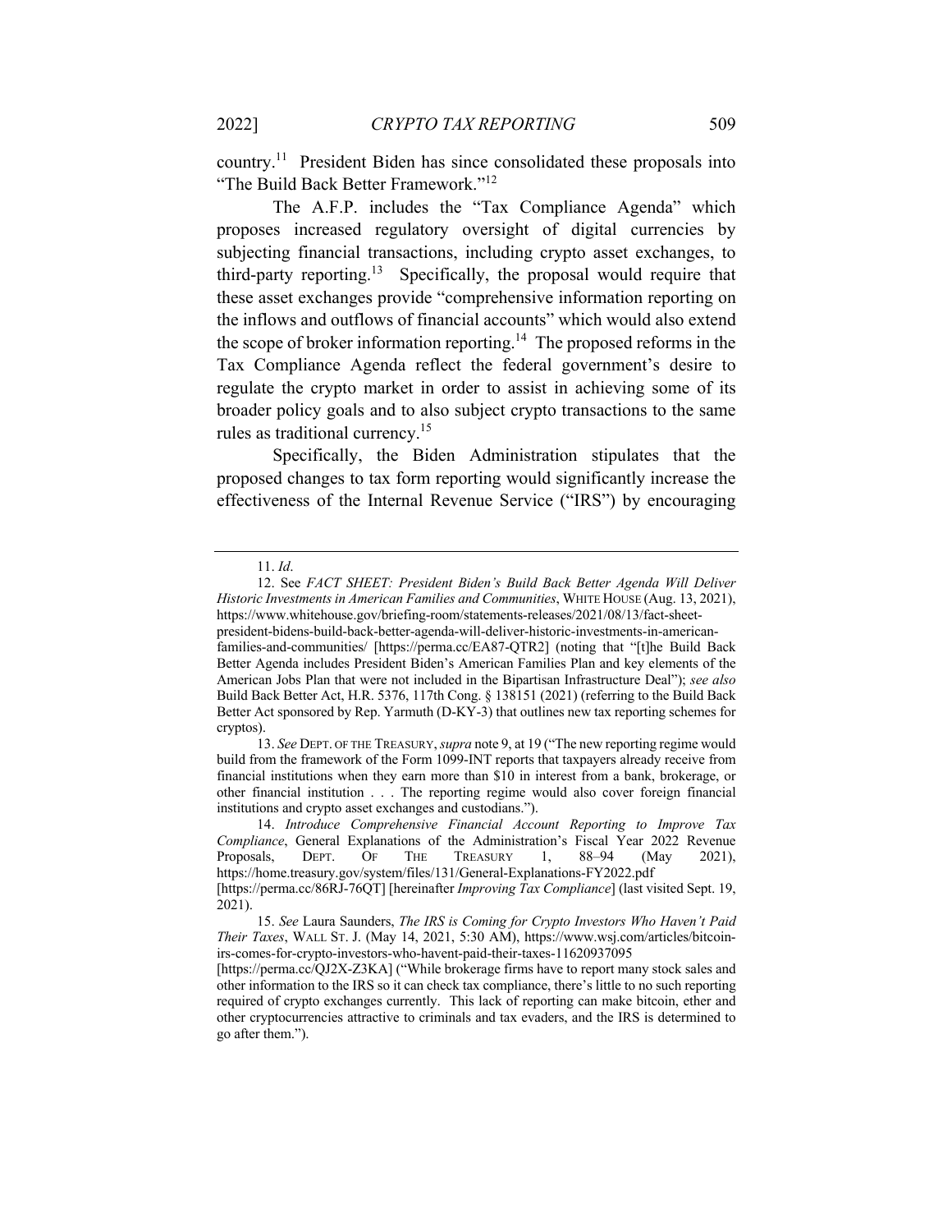country.[11] President Biden has since consolidated these proposals into "The Build Back Better Framework."[12]

The A.F.P. includes the "Tax Compliance Agenda" which proposes increased regulatory oversight of digital currencies by subjecting financial transactions, including crypto asset exchanges, to third-party reporting.[13] Specifically, the proposal would require that these asset exchanges provide "comprehensive information reporting on the inflows and outflows of financial accounts" which would also extend the scope of broker information reporting.[14] The proposed reforms in the Tax Compliance Agenda reflect the federal government's desire to regulate the crypto market in order to assist in achieving some of its broader policy goals and to also subject crypto transactions to the same rules as traditional currency.[15]

Specifically, the Biden Administration stipulates that the proposed changes to tax form reporting would significantly increase the effectiveness of the Internal Revenue Service ("IRS") by encouraging

---

11. *Id*.

12. See *FACT SHEET: President Biden's Build Back Better Agenda Will Deliver Historic Investments in American Families and Communities*, WHITE HOUSE (Aug. 13, 2021), https://www.whitehouse.gov/briefing-room/statements-releases/2021/08/13/fact-sheet-president-bidens-build-back-better-agenda-will-deliver-historic-investments-in-american-families-and-communities/ [https://perma.cc/EA87-QTR2] (noting that "[t]he Build Back Better Agenda includes President Biden's American Families Plan and key elements of the American Jobs Plan that were not included in the Bipartisan Infrastructure Deal"); *see also* Build Back Better Act, H.R. 5376, 117th Cong. § 138151 (2021) (referring to the Build Back Better Act sponsored by Rep. Yarmuth (D-KY-3) that outlines new tax reporting schemes for cryptos).

13. *See* DEPT. OF THE TREASURY, *supra* note 9, at 19 ("The new reporting regime would build from the framework of the Form 1099-INT reports that taxpayers already receive from financial institutions when they earn more than $10 in interest from a bank, brokerage, or other financial institution . . . The reporting regime would also cover foreign financial institutions and crypto asset exchanges and custodians.").

14. *Introduce Comprehensive Financial Account Reporting to Improve Tax Compliance*, General Explanations of the Administration's Fiscal Year 2022 Revenue Proposals, DEPT. OF THE TREASURY 1, 88–94 (May 2021), https://home.treasury.gov/system/files/131/General-Explanations-FY2022.pdf [https://perma.cc/86RJ-76QT] [hereinafter *Improving Tax Compliance*] (last visited Sept. 19, 2021).

15. *See* Laura Saunders, *The IRS is Coming for Crypto Investors Who Haven't Paid Their Taxes*, WALL ST. J. (May 14, 2021, 5:30 AM), https://www.wsj.com/articles/bitcoin-irs-comes-for-crypto-investors-who-havent-paid-their-taxes-11620937095 [https://perma.cc/QJ2X-Z3KA] ("While brokerage firms have to report many stock sales and other information to the IRS so it can check tax compliance, there's little to no such reporting required of crypto exchanges currently. This lack of reporting can make bitcoin, ether and other cryptocurrencies attractive to criminals and tax evaders, and the IRS is determined to go after them.").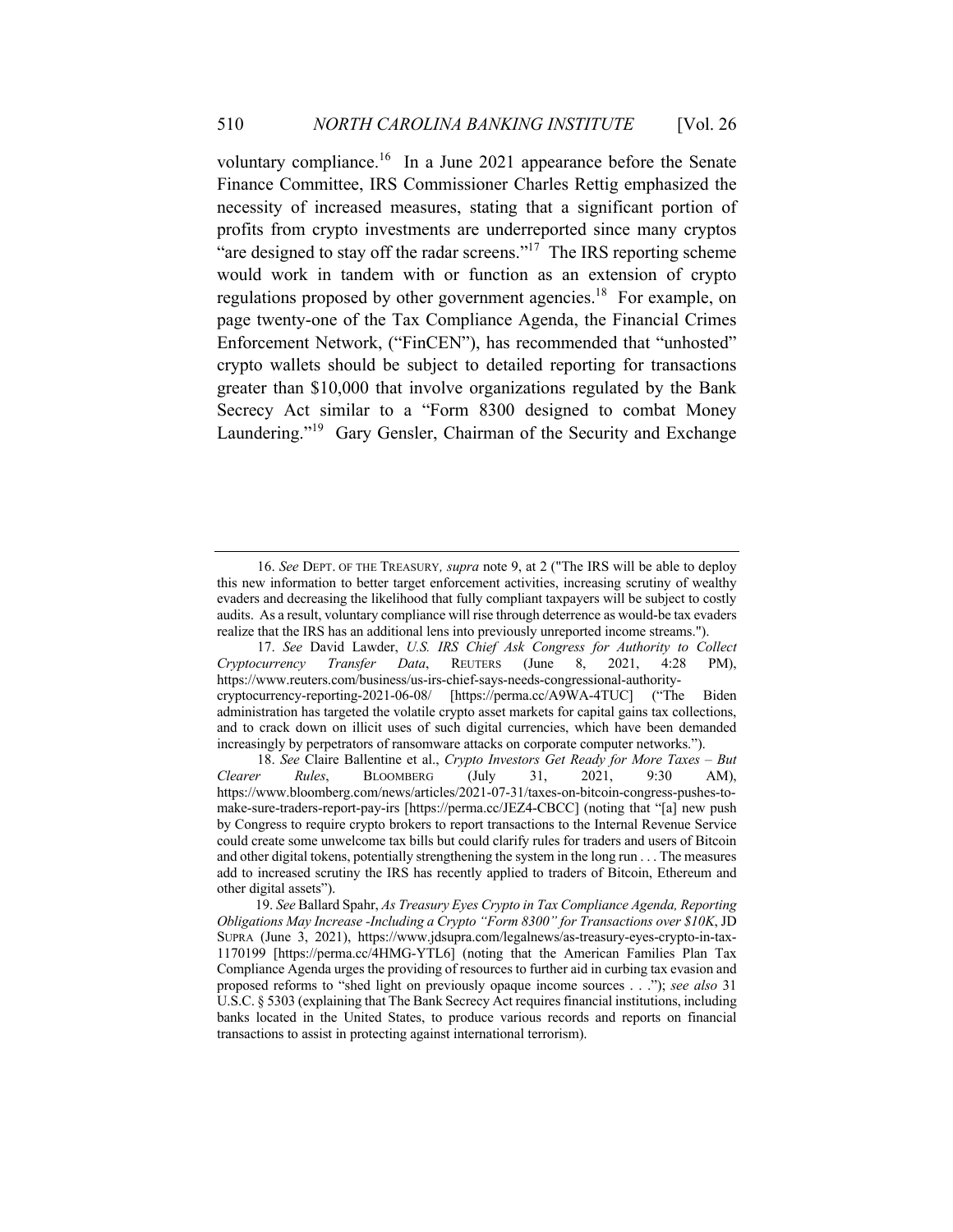voluntary compliance.[16] In a June 2021 appearance before the Senate Finance Committee, IRS Commissioner Charles Rettig emphasized the necessity of increased measures, stating that a significant portion of profits from crypto investments are underreported since many cryptos "are designed to stay off the radar screens."[17] The IRS reporting scheme would work in tandem with or function as an extension of crypto regulations proposed by other government agencies.[18] For example, on page twenty-one of the Tax Compliance Agenda, the Financial Crimes Enforcement Network, ("FinCEN"), has recommended that "unhosted" crypto wallets should be subject to detailed reporting for transactions greater than $10,000 that involve organizations regulated by the Bank Secrecy Act similar to a "Form 8300 designed to combat Money Laundering."[19] Gary Gensler, Chairman of the Security and Exchange

---

16. *See* DEPT. OF THE TREASURY, *supra* note 9, at 2 ("The IRS will be able to deploy this new information to better target enforcement activities, increasing scrutiny of wealthy evaders and decreasing the likelihood that fully compliant taxpayers will be subject to costly audits. As a result, voluntary compliance will rise through deterrence as would-be tax evaders realize that the IRS has an additional lens into previously unreported income streams.").

17. *See* David Lawder, *U.S. IRS Chief Ask Congress for Authority to Collect Cryptocurrency Transfer Data*, REUTERS (June 8, 2021, 4:28 PM), https://www.reuters.com/business/us-irs-chief-says-needs-congressional-authority-cryptocurrency-reporting-2021-06-08/ [https://perma.cc/A9WA-4TUC] ("The Biden administration has targeted the volatile crypto asset markets for capital gains tax collections, and to crack down on illicit uses of such digital currencies, which have been demanded increasingly by perpetrators of ransomware attacks on corporate computer networks.").

18. *See* Claire Ballentine et al., *Crypto Investors Get Ready for More Taxes – But Clearer Rules*, BLOOMBERG (July 31, 2021, 9:30 AM), https://www.bloomberg.com/news/articles/2021-07-31/taxes-on-bitcoin-congress-pushes-to-make-sure-traders-report-pay-irs [https://perma.cc/JEZ4-CBCC] (noting that "[a] new push by Congress to require crypto brokers to report transactions to the Internal Revenue Service could create some unwelcome tax bills but could clarify rules for traders and users of Bitcoin and other digital tokens, potentially strengthening the system in the long run . . . The measures add to increased scrutiny the IRS has recently applied to traders of Bitcoin, Ethereum and other digital assets").

19. *See* Ballard Spahr, *As Treasury Eyes Crypto in Tax Compliance Agenda, Reporting Obligations May Increase -Including a Crypto "Form 8300" for Transactions over $10K*, JD SUPRA (June 3, 2021), https://www.jdsupra.com/legalnews/as-treasury-eyes-crypto-in-tax-1170199 [https://perma.cc/4HMG-YTL6] (noting that the American Families Plan Tax Compliance Agenda urges the providing of resources to further aid in curbing tax evasion and proposed reforms to "shed light on previously opaque income sources . . ."); *see also* 31 U.S.C. § 5303 (explaining that The Bank Secrecy Act requires financial institutions, including banks located in the United States, to produce various records and reports on financial transactions to assist in protecting against international terrorism).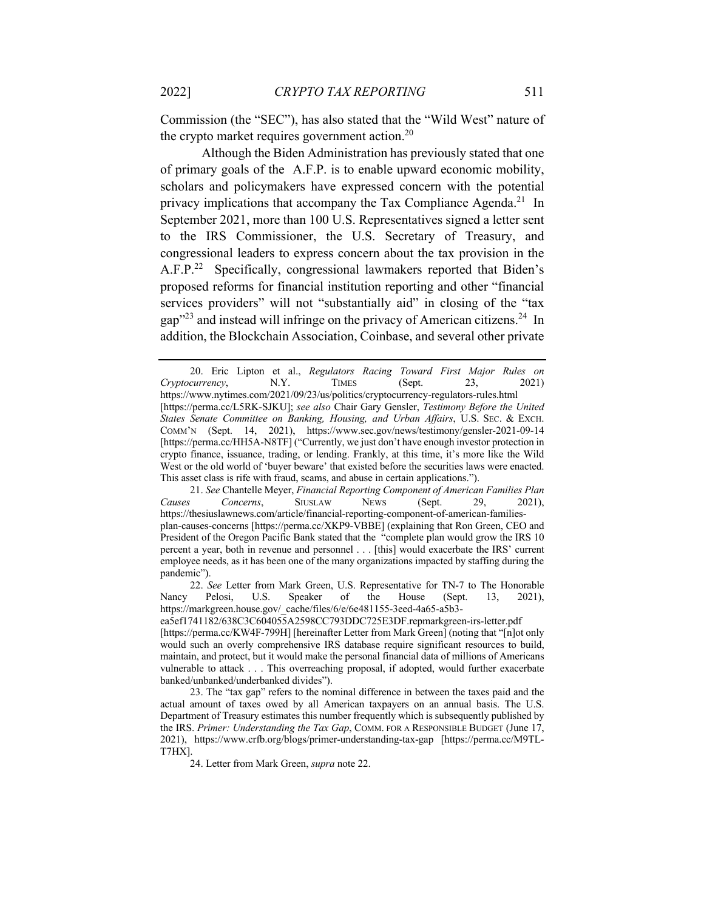Commission (the "SEC"), has also stated that the "Wild West" nature of the crypto market requires government action.[20]

Although the Biden Administration has previously stated that one of primary goals of the A.F.P. is to enable upward economic mobility, scholars and policymakers have expressed concern with the potential privacy implications that accompany the Tax Compliance Agenda.[21] In September 2021, more than 100 U.S. Representatives signed a letter sent to the IRS Commissioner, the U.S. Secretary of Treasury, and congressional leaders to express concern about the tax provision in the A.F.P.[22] Specifically, congressional lawmakers reported that Biden's proposed reforms for financial institution reporting and other "financial services providers" will not "substantially aid" in closing of the "tax gap"[23] and instead will infringe on the privacy of American citizens.[24] In addition, the Blockchain Association, Coinbase, and several other private

---

20. Eric Lipton et al., *Regulators Racing Toward First Major Rules on Cryptocurrency*, N.Y. TIMES (Sept. 23, 2021) https://www.nytimes.com/2021/09/23/us/politics/cryptocurrency-regulators-rules.html [https://perma.cc/L5RK-SJKU]; *see also* Chair Gary Gensler, *Testimony Before the United States Senate Committee on Banking, Housing, and Urban Affairs*, U.S. SEC. & EXCH. COMM'N (Sept. 14, 2021), https://www.sec.gov/news/testimony/gensler-2021-09-14 [https://perma.cc/HH5A-N8TF] ("Currently, we just don't have enough investor protection in crypto finance, issuance, trading, or lending. Frankly, at this time, it's more like the Wild West or the old world of 'buyer beware' that existed before the securities laws were enacted. This asset class is rife with fraud, scams, and abuse in certain applications.").

21. *See* Chantelle Meyer, *Financial Reporting Component of American Families Plan Causes Concerns*, SIUSLAW NEWS (Sept. 29, 2021), https://thesiuslawnews.com/article/financial-reporting-component-of-american-families-plan-causes-concerns [https://perma.cc/XKP9-VBBE] (explaining that Ron Green, CEO and President of the Oregon Pacific Bank stated that the "complete plan would grow the IRS 10 percent a year, both in revenue and personnel . . . [this] would exacerbate the IRS' current employee needs, as it has been one of the many organizations impacted by staffing during the pandemic").

22. *See* Letter from Mark Green, U.S. Representative for TN-7 to The Honorable Nancy Pelosi, U.S. Speaker of the House (Sept. 13, 2021), https://markgreen.house.gov/_cache/files/6/e/6e481155-3eed-4a65-a5b3-ea5ef1741182/638C3C604055A2598CC793DDC725E3DF.repmarkgreen-irs-letter.pdf [https://perma.cc/KW4F-799H] [hereinafter Letter from Mark Green] (noting that "[n]ot only would such an overly comprehensive IRS database require significant resources to build, maintain, and protect, but it would make the personal financial data of millions of Americans vulnerable to attack . . . This overreaching proposal, if adopted, would further exacerbate banked/unbanked/underbanked divides").

23. The "tax gap" refers to the nominal difference in between the taxes paid and the actual amount of taxes owed by all American taxpayers on an annual basis. The U.S. Department of Treasury estimates this number frequently which is subsequently published by the IRS. *Primer: Understanding the Tax Gap*, COMM. FOR A RESPONSIBLE BUDGET (June 17, 2021), https://www.crfb.org/blogs/primer-understanding-tax-gap [https://perma.cc/M9TL-T7HX].

24. Letter from Mark Green, *supra* note 22.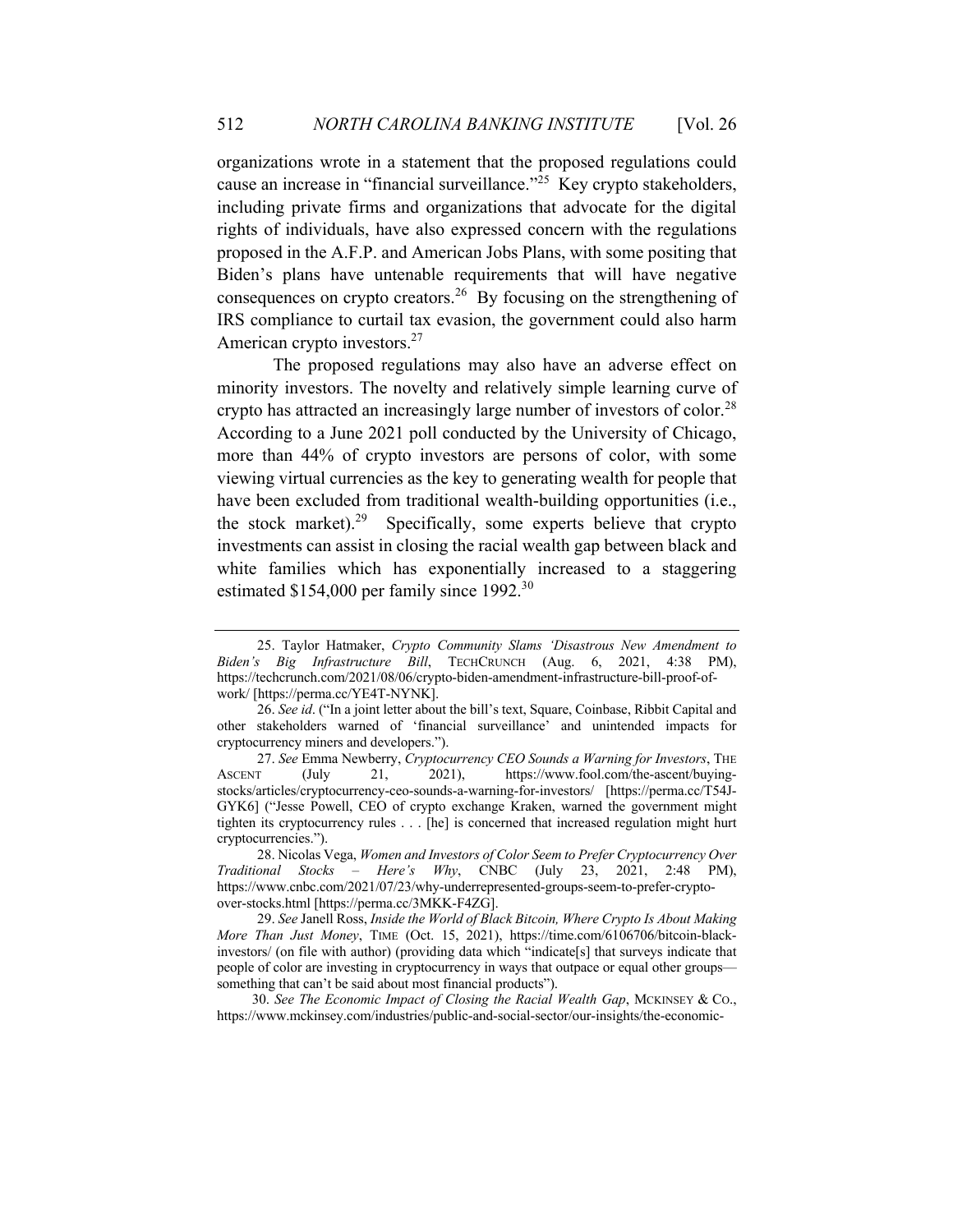organizations wrote in a statement that the proposed regulations could cause an increase in "financial surveillance."[25] Key crypto stakeholders, including private firms and organizations that advocate for the digital rights of individuals, have also expressed concern with the regulations proposed in the A.F.P. and American Jobs Plans, with some positing that Biden's plans have untenable requirements that will have negative consequences on crypto creators.[26] By focusing on the strengthening of IRS compliance to curtail tax evasion, the government could also harm American crypto investors.[27]

The proposed regulations may also have an adverse effect on minority investors. The novelty and relatively simple learning curve of crypto has attracted an increasingly large number of investors of color.[28] According to a June 2021 poll conducted by the University of Chicago, more than 44% of crypto investors are persons of color, with some viewing virtual currencies as the key to generating wealth for people that have been excluded from traditional wealth-building opportunities (i.e., the stock market).[29] Specifically, some experts believe that crypto investments can assist in closing the racial wealth gap between black and white families which has exponentially increased to a staggering estimated $154,000 per family since 1992.[30]

---

25. Taylor Hatmaker, *Crypto Community Slams 'Disastrous New Amendment to Biden's Big Infrastructure Bill*, TECHCRUNCH (Aug. 6, 2021, 4:38 PM), https://techcrunch.com/2021/08/06/crypto-biden-amendment-infrastructure-bill-proof-of-work/ [https://perma.cc/YE4T-NYNK].

26. *See id*. ("In a joint letter about the bill's text, Square, Coinbase, Ribbit Capital and other stakeholders warned of 'financial surveillance' and unintended impacts for cryptocurrency miners and developers.").

27. *See* Emma Newberry, *Cryptocurrency CEO Sounds a Warning for Investors*, THE ASCENT (July 21, 2021), https://www.fool.com/the-ascent/buying-stocks/articles/cryptocurrency-ceo-sounds-a-warning-for-investors/ [https://perma.cc/T54J-GYK6] ("Jesse Powell, CEO of crypto exchange Kraken, warned the government might tighten its cryptocurrency rules . . . [he] is concerned that increased regulation might hurt cryptocurrencies.").

28. Nicolas Vega, *Women and Investors of Color Seem to Prefer Cryptocurrency Over Traditional Stocks – Here's Why*, CNBC (July 23, 2021, 2:48 PM), https://www.cnbc.com/2021/07/23/why-underrepresented-groups-seem-to-prefer-crypto-over-stocks.html [https://perma.cc/3MKK-F4ZG].

29. *See* Janell Ross, *Inside the World of Black Bitcoin, Where Crypto Is About Making More Than Just Money*, TIME (Oct. 15, 2021), https://time.com/6106706/bitcoin-black-investors/ (on file with author) (providing data which "indicate[s] that surveys indicate that people of color are investing in cryptocurrency in ways that outpace or equal other groups—something that can't be said about most financial products").

30. *See The Economic Impact of Closing the Racial Wealth Gap*, MCKINSEY & CO., https://www.mckinsey.com/industries/public-and-social-sector/our-insights/the-economic-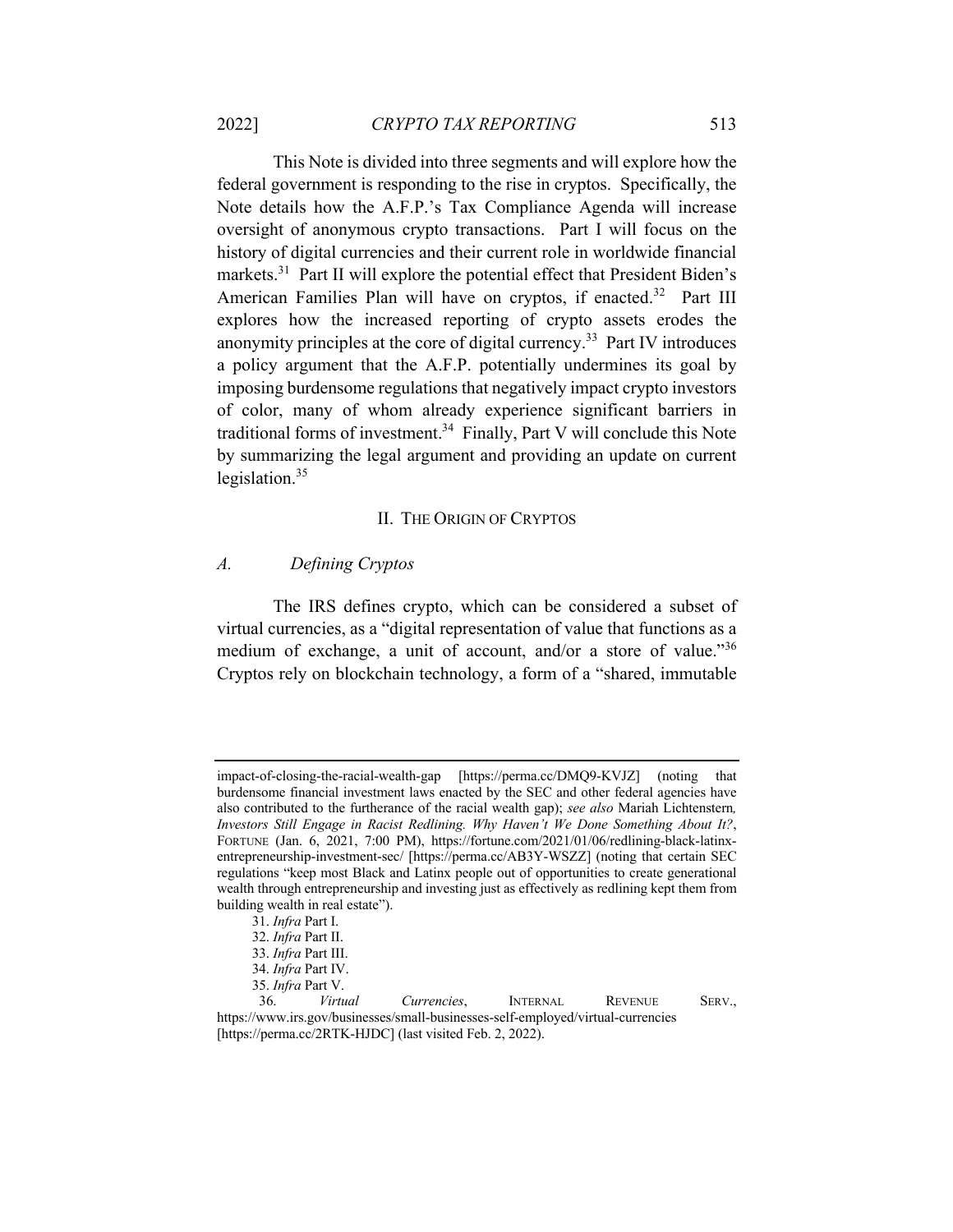This Note is divided into three segments and will explore how the federal government is responding to the rise in cryptos. Specifically, the Note details how the A.F.P.'s Tax Compliance Agenda will increase oversight of anonymous crypto transactions. Part I will focus on the history of digital currencies and their current role in worldwide financial markets.[31] Part II will explore the potential effect that President Biden's American Families Plan will have on cryptos, if enacted.[32] Part III explores how the increased reporting of crypto assets erodes the anonymity principles at the core of digital currency.[33] Part IV introduces a policy argument that the A.F.P. potentially undermines its goal by imposing burdensome regulations that negatively impact crypto investors of color, many of whom already experience significant barriers in traditional forms of investment.[34] Finally, Part V will conclude this Note by summarizing the legal argument and providing an update on current legislation.[35]

## II. THE ORIGIN OF CRYPTOS

### *A. Defining Cryptos*

The IRS defines crypto, which can be considered a subset of virtual currencies, as a "digital representation of value that functions as a medium of exchange, a unit of account, and/or a store of value."[36] Cryptos rely on blockchain technology, a form of a "shared, immutable

---

impact-of-closing-the-racial-wealth-gap [https://perma.cc/DMQ9-KVJZ] (noting that burdensome financial investment laws enacted by the SEC and other federal agencies have also contributed to the furtherance of the racial wealth gap); *see also* Mariah Lichtenstern*, Investors Still Engage in Racist Redlining. Why Haven't We Done Something About It?*, FORTUNE (Jan. 6, 2021, 7:00 PM), https://fortune.com/2021/01/06/redlining-black-latinx-entrepreneurship-investment-sec/ [https://perma.cc/AB3Y-WSZZ] (noting that certain SEC regulations "keep most Black and Latinx people out of opportunities to create generational wealth through entrepreneurship and investing just as effectively as redlining kept them from building wealth in real estate").

31. *Infra* Part I.

32. *Infra* Part II.

33. *Infra* Part III.

34. *Infra* Part IV.

35. *Infra* Part V.

36. *Virtual Currencies*, INTERNAL REVENUE SERV., https://www.irs.gov/businesses/small-businesses-self-employed/virtual-currencies [https://perma.cc/2RTK-HJDC] (last visited Feb. 2, 2022).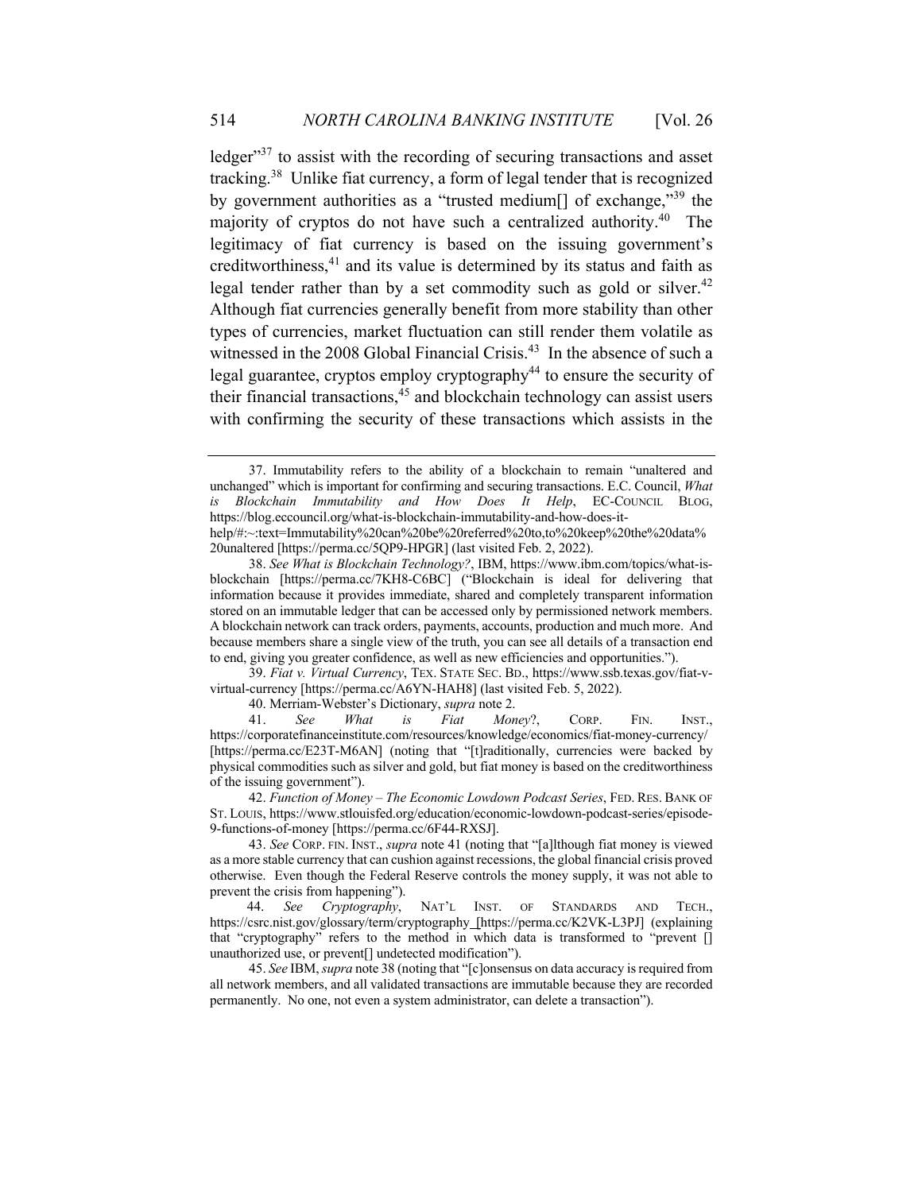ledger"[37] to assist with the recording of securing transactions and asset tracking.[38] Unlike fiat currency, a form of legal tender that is recognized by government authorities as a "trusted medium[] of exchange,"[39] the majority of cryptos do not have such a centralized authority.[40] The legitimacy of fiat currency is based on the issuing government's creditworthiness,[41] and its value is determined by its status and faith as legal tender rather than by a set commodity such as gold or silver.[42] Although fiat currencies generally benefit from more stability than other types of currencies, market fluctuation can still render them volatile as witnessed in the 2008 Global Financial Crisis.[43] In the absence of such a legal guarantee, cryptos employ cryptography[44] to ensure the security of their financial transactions,[45] and blockchain technology can assist users with confirming the security of these transactions which assists in the

---

37. Immutability refers to the ability of a blockchain to remain "unaltered and unchanged" which is important for confirming and securing transactions. E.C. Council, *What is Blockchain Immutability and How Does It Help*, EC-COUNCIL BLOG, https://blog.eccouncil.org/what-is-blockchain-immutability-and-how-does-it-help/#:~:text=Immutability%20can%20be%20referred%20to,to%20keep%20the%20data%20unaltered [https://perma.cc/5QP9-HPGR] (last visited Feb. 2, 2022).

38. *See What is Blockchain Technology?*, IBM, https://www.ibm.com/topics/what-is-blockchain [https://perma.cc/7KH8-C6BC] ("Blockchain is ideal for delivering that information because it provides immediate, shared and completely transparent information stored on an immutable ledger that can be accessed only by permissioned network members. A blockchain network can track orders, payments, accounts, production and much more. And because members share a single view of the truth, you can see all details of a transaction end to end, giving you greater confidence, as well as new efficiencies and opportunities.").

39. *Fiat v. Virtual Currency*, TEX. STATE SEC. BD., https://www.ssb.texas.gov/fiat-v-virtual-currency [https://perma.cc/A6YN-HAH8] (last visited Feb. 5, 2022).

40. Merriam-Webster's Dictionary, *supra* note 2.

41. *See What is Fiat Money?*, CORP. FIN. INST., https://corporatefinanceinstitute.com/resources/knowledge/economics/fiat-money-currency/ [https://perma.cc/E23T-M6AN] (noting that "[t]raditionally, currencies were backed by physical commodities such as silver and gold, but fiat money is based on the creditworthiness of the issuing government").

42. *Function of Money – The Economic Lowdown Podcast Series*, FED. RES. BANK OF ST. LOUIS, https://www.stlouisfed.org/education/economic-lowdown-podcast-series/episode-9-functions-of-money [https://perma.cc/6F44-RXSJ].

43. *See* CORP. FIN. INST., *supra* note 41 (noting that "[a]lthough fiat money is viewed as a more stable currency that can cushion against recessions, the global financial crisis proved otherwise. Even though the Federal Reserve controls the money supply, it was not able to prevent the crisis from happening").

44. *See Cryptography*, NAT'L INST. OF STANDARDS AND TECH., https://csrc.nist.gov/glossary/term/cryptography [https://perma.cc/K2VK-L3PJ] (explaining that "cryptography" refers to the method in which data is transformed to "prevent [] unauthorized use, or prevent[] undetected modification").

45. *See* IBM, *supra* note 38 (noting that "[c]onsensus on data accuracy is required from all network members, and all validated transactions are immutable because they are recorded permanently. No one, not even a system administrator, can delete a transaction").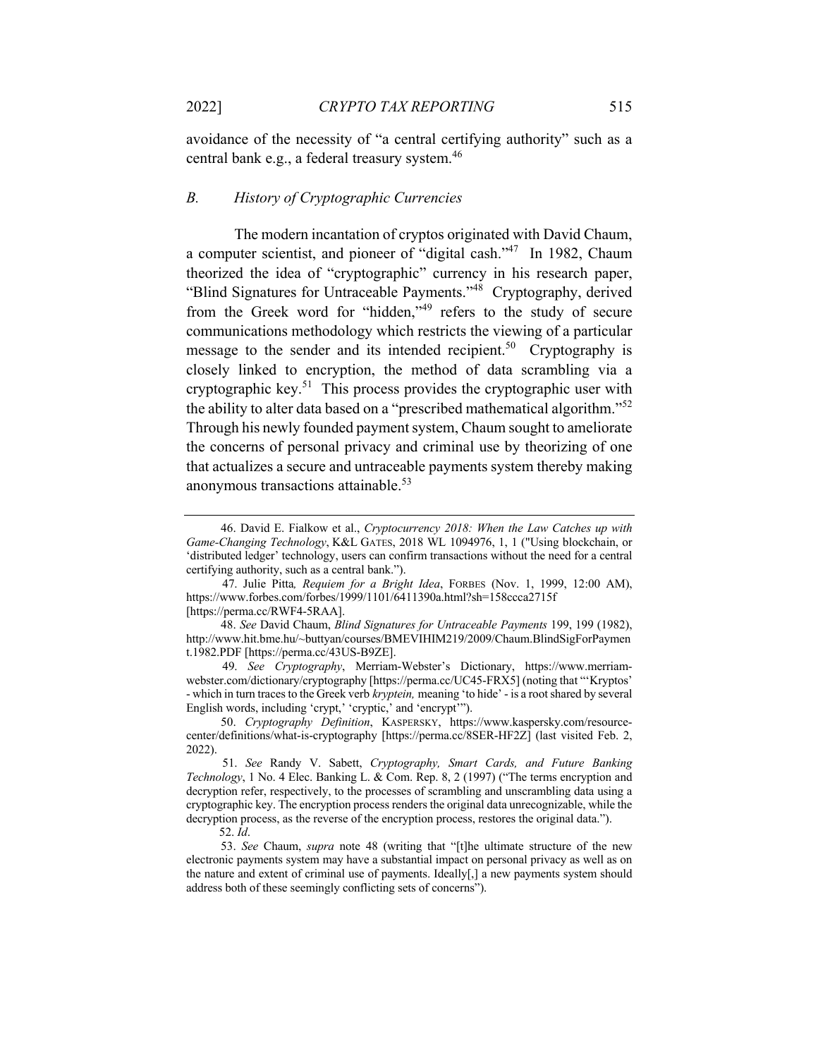avoidance of the necessity of "a central certifying authority" such as a central bank e.g., a federal treasury system.[46]

### *B. History of Cryptographic Currencies*

The modern incantation of cryptos originated with David Chaum, a computer scientist, and pioneer of "digital cash."[47] In 1982, Chaum theorized the idea of "cryptographic" currency in his research paper, "Blind Signatures for Untraceable Payments."[48] Cryptography, derived from the Greek word for "hidden,"[49] refers to the study of secure communications methodology which restricts the viewing of a particular message to the sender and its intended recipient.[50] Cryptography is closely linked to encryption, the method of data scrambling via a cryptographic key.[51] This process provides the cryptographic user with the ability to alter data based on a "prescribed mathematical algorithm."[52] Through his newly founded payment system, Chaum sought to ameliorate the concerns of personal privacy and criminal use by theorizing of one that actualizes a secure and untraceable payments system thereby making anonymous transactions attainable.[53]

---

46. David E. Fialkow et al., *Cryptocurrency 2018: When the Law Catches up with Game-Changing Technology*, K&L GATES, 2018 WL 1094976, 1, 1 ("Using blockchain, or 'distributed ledger' technology, users can confirm transactions without the need for a central certifying authority, such as a central bank.").

47. Julie Pitta*, Requiem for a Bright Idea*, FORBES (Nov. 1, 1999, 12:00 AM), https://www.forbes.com/forbes/1999/1101/6411390a.html?sh=158ccca2715f [https://perma.cc/RWF4-5RAA].

48. *See* David Chaum, *Blind Signatures for Untraceable Payments* 199, 199 (1982), http://www.hit.bme.hu/~buttyan/courses/BMEVIHIM219/2009/Chaum.BlindSigForPayment.1982.PDF [https://perma.cc/43US-B9ZE].

49. *See Cryptography*, Merriam-Webster's Dictionary, https://www.merriam-webster.com/dictionary/cryptography [https://perma.cc/UC45-FRX5] (noting that "'Kryptos' - which in turn traces to the Greek verb *kryptein,* meaning 'to hide' - is a root shared by several English words, including 'crypt,' 'cryptic,' and 'encrypt'").

50. *Cryptography Definition*, KASPERSKY, https://www.kaspersky.com/resource-center/definitions/what-is-cryptography [https://perma.cc/8SER-HF2Z] (last visited Feb. 2, 2022).

51. *See* Randy V. Sabett, *Cryptography, Smart Cards, and Future Banking Technology*, 1 No. 4 Elec. Banking L. & Com. Rep. 8, 2 (1997) ("The terms encryption and decryption refer, respectively, to the processes of scrambling and unscrambling data using a cryptographic key. The encryption process renders the original data unrecognizable, while the decryption process, as the reverse of the encryption process, restores the original data.").

52. *Id*.

53. *See* Chaum, *supra* note 48 (writing that "[t]he ultimate structure of the new electronic payments system may have a substantial impact on personal privacy as well as on the nature and extent of criminal use of payments. Ideally[,] a new payments system should address both of these seemingly conflicting sets of concerns").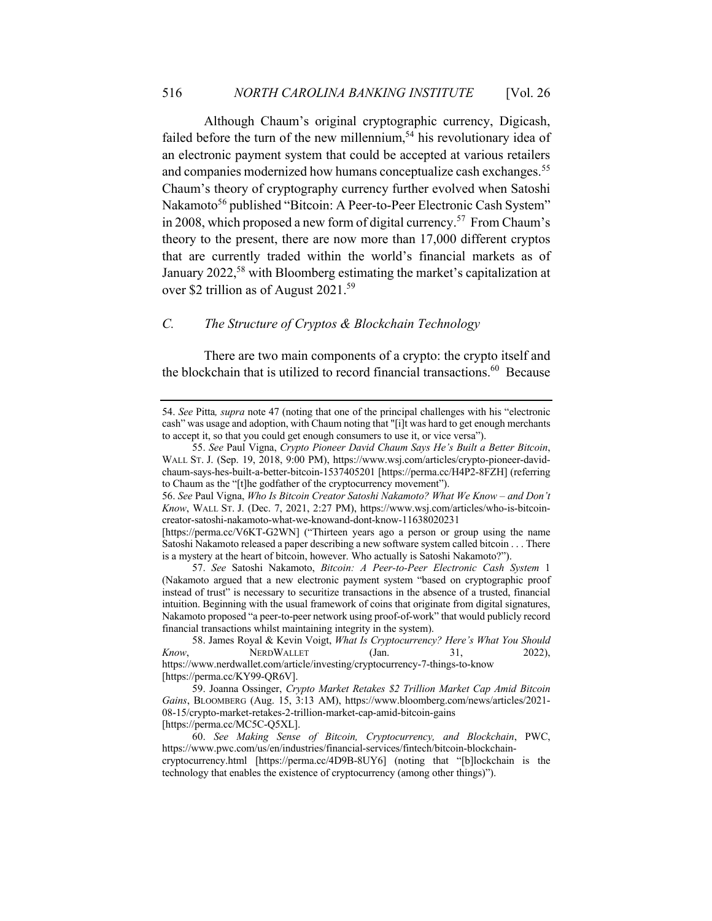Although Chaum's original cryptographic currency, Digicash, failed before the turn of the new millennium,[54] his revolutionary idea of an electronic payment system that could be accepted at various retailers and companies modernized how humans conceptualize cash exchanges.[55] Chaum's theory of cryptography currency further evolved when Satoshi Nakamoto[56] published "Bitcoin: A Peer-to-Peer Electronic Cash System" in 2008, which proposed a new form of digital currency.[57] From Chaum's theory to the present, there are now more than 17,000 different cryptos that are currently traded within the world's financial markets as of January 2022,[58] with Bloomberg estimating the market's capitalization at over $2 trillion as of August 2021.[59]

### *C. The Structure of Cryptos & Blockchain Technology*

There are two main components of a crypto: the crypto itself and the blockchain that is utilized to record financial transactions.[60] Because

---

54. *See* Pitta*, supra* note 47 (noting that one of the principal challenges with his "electronic cash" was usage and adoption, with Chaum noting that "[i]t was hard to get enough merchants to accept it, so that you could get enough consumers to use it, or vice versa").

55. *See* Paul Vigna, *Crypto Pioneer David Chaum Says He's Built a Better Bitcoin*, WALL ST. J. (Sep. 19, 2018, 9:00 PM), https://www.wsj.com/articles/crypto-pioneer-david-chaum-says-hes-built-a-better-bitcoin-1537405201 [https://perma.cc/H4P2-8FZH] (referring to Chaum as the "[t]he godfather of the cryptocurrency movement").

56. *See* Paul Vigna, *Who Is Bitcoin Creator Satoshi Nakamoto? What We Know – and Don't Know*, WALL ST. J. (Dec. 7, 2021, 2:27 PM), https://www.wsj.com/articles/who-is-bitcoin-creator-satoshi-nakamoto-what-we-knowand-dont-know-11638020231 [https://perma.cc/V6KT-G2WN] ("Thirteen years ago a person or group using the name Satoshi Nakamoto released a paper describing a new software system called bitcoin . . . There is a mystery at the heart of bitcoin, however. Who actually is Satoshi Nakamoto?").

57. *See* Satoshi Nakamoto, *Bitcoin: A Peer-to-Peer Electronic Cash System* 1 (Nakamoto argued that a new electronic payment system "based on cryptographic proof instead of trust" is necessary to securitize transactions in the absence of a trusted, financial intuition. Beginning with the usual framework of coins that originate from digital signatures, Nakamoto proposed "a peer-to-peer network using proof-of-work" that would publicly record financial transactions whilst maintaining integrity in the system).

58. James Royal & Kevin Voigt, *What Is Cryptocurrency? Here's What You Should Know*, NERDWALLET (Jan. 31, 2022), https://www.nerdwallet.com/article/investing/cryptocurrency-7-things-to-know [https://perma.cc/KY99-QR6V].

59. Joanna Ossinger, *Crypto Market Retakes $2 Trillion Market Cap Amid Bitcoin Gains*, BLOOMBERG (Aug. 15, 3:13 AM), https://www.bloomberg.com/news/articles/2021-08-15/crypto-market-retakes-2-trillion-market-cap-amid-bitcoin-gains [https://perma.cc/MC5C-Q5XL].

60. *See Making Sense of Bitcoin, Cryptocurrency, and Blockchain*, PWC, https://www.pwc.com/us/en/industries/financial-services/fintech/bitcoin-blockchain-cryptocurrency.html [https://perma.cc/4D9B-8UY6] (noting that "[b]lockchain is the technology that enables the existence of cryptocurrency (among other things)").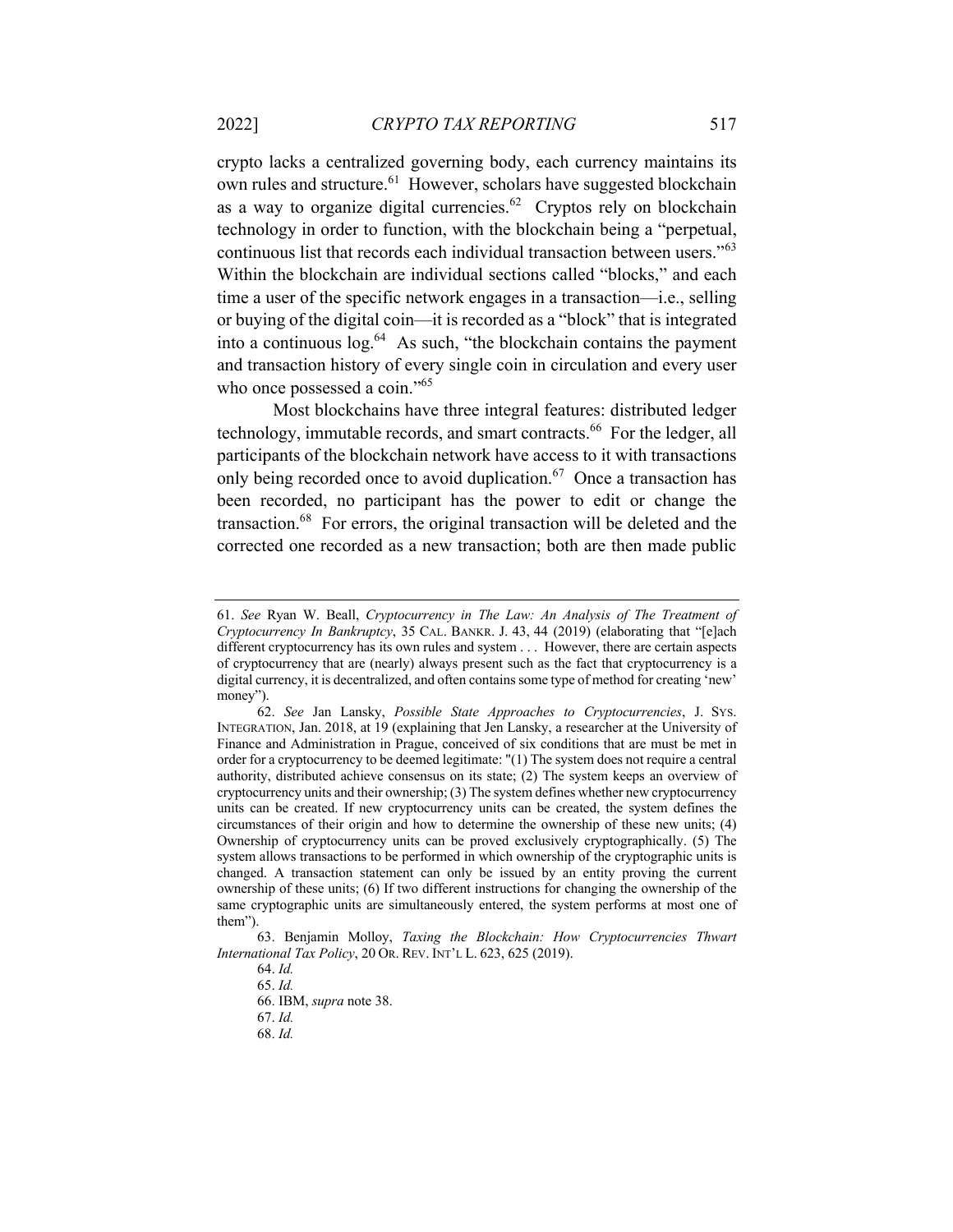crypto lacks a centralized governing body, each currency maintains its own rules and structure.[61] However, scholars have suggested blockchain as a way to organize digital currencies.[62] Cryptos rely on blockchain technology in order to function, with the blockchain being a "perpetual, continuous list that records each individual transaction between users."[63] Within the blockchain are individual sections called "blocks," and each time a user of the specific network engages in a transaction—i.e., selling or buying of the digital coin—it is recorded as a "block" that is integrated into a continuous log.[64] As such, "the blockchain contains the payment and transaction history of every single coin in circulation and every user who once possessed a coin."[65]

Most blockchains have three integral features: distributed ledger technology, immutable records, and smart contracts.[66] For the ledger, all participants of the blockchain network have access to it with transactions only being recorded once to avoid duplication.[67] Once a transaction has been recorded, no participant has the power to edit or change the transaction.[68] For errors, the original transaction will be deleted and the corrected one recorded as a new transaction; both are then made public

---

61. *See* Ryan W. Beall, *Cryptocurrency in The Law: An Analysis of The Treatment of Cryptocurrency In Bankruptcy*, 35 CAL. BANKR. J. 43, 44 (2019) (elaborating that "[e]ach different cryptocurrency has its own rules and system . . . However, there are certain aspects of cryptocurrency that are (nearly) always present such as the fact that cryptocurrency is a digital currency, it is decentralized, and often contains some type of method for creating 'new' money").

62. *See* Jan Lansky, *Possible State Approaches to Cryptocurrencies*, J. SYS. INTEGRATION, Jan. 2018, at 19 (explaining that Jen Lansky, a researcher at the University of Finance and Administration in Prague, conceived of six conditions that are must be met in order for a cryptocurrency to be deemed legitimate: "(1) The system does not require a central authority, distributed achieve consensus on its state; (2) The system keeps an overview of cryptocurrency units and their ownership; (3) The system defines whether new cryptocurrency units can be created. If new cryptocurrency units can be created, the system defines the circumstances of their origin and how to determine the ownership of these new units; (4) Ownership of cryptocurrency units can be proved exclusively cryptographically. (5) The system allows transactions to be performed in which ownership of the cryptographic units is changed. A transaction statement can only be issued by an entity proving the current ownership of these units; (6) If two different instructions for changing the ownership of the same cryptographic units are simultaneously entered, the system performs at most one of them").

63. Benjamin Molloy, *Taxing the Blockchain: How Cryptocurrencies Thwart International Tax Policy*, 20 OR. REV. INT'L L. 623, 625 (2019).

64. *Id.*

65. *Id.*

66. IBM, *supra* note 38.

67. *Id.*

68. *Id.*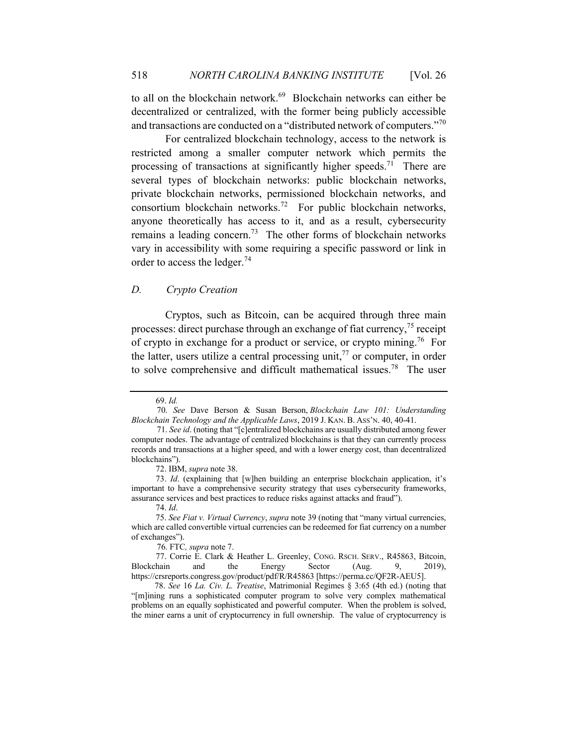to all on the blockchain network.[69] Blockchain networks can either be decentralized or centralized, with the former being publicly accessible and transactions are conducted on a "distributed network of computers."[70]

For centralized blockchain technology, access to the network is restricted among a smaller computer network which permits the processing of transactions at significantly higher speeds.[71] There are several types of blockchain networks: public blockchain networks, private blockchain networks, permissioned blockchain networks, and consortium blockchain networks.[72] For public blockchain networks, anyone theoretically has access to it, and as a result, cybersecurity remains a leading concern.[73] The other forms of blockchain networks vary in accessibility with some requiring a specific password or link in order to access the ledger.[74]

### *D. Crypto Creation*

Cryptos, such as Bitcoin, can be acquired through three main processes: direct purchase through an exchange of fiat currency,[75] receipt of crypto in exchange for a product or service, or crypto mining.[76] For the latter, users utilize a central processing unit,[77] or computer, in order to solve comprehensive and difficult mathematical issues.[78] The user

---

69. *Id.*

70. *See* Dave Berson & Susan Berson, *Blockchain Law 101: Understanding Blockchain Technology and the Applicable Laws*, 2019 J. KAN. B. ASS'N. 40, 40-41.

71. *See id*. (noting that "[c]entralized blockchains are usually distributed among fewer computer nodes. The advantage of centralized blockchains is that they can currently process records and transactions at a higher speed, and with a lower energy cost, than decentralized blockchains").

72. IBM, *supra* note 38.

73. *Id*. (explaining that [w]hen building an enterprise blockchain application, it's important to have a comprehensive security strategy that uses cybersecurity frameworks, assurance services and best practices to reduce risks against attacks and fraud").

74. *Id*.

75. *See Fiat v. Virtual Currency*, *supra* note 39 (noting that "many virtual currencies, which are called convertible virtual currencies can be redeemed for fiat currency on a number of exchanges").

76. FTC*, supra* note 7.

77. Corrie E. Clark & Heather L. Greenley, CONG. RSCH. SERV., R45863, Bitcoin, Blockchain and the Energy Sector (Aug. 9, 2019), https://crsreports.congress.gov/product/pdf/R/R45863 [https://perma.cc/QF2R-AEU5].

78. *See* 16 *La. Civ. L. Treatise*, Matrimonial Regimes § 3:65 (4th ed.) (noting that "[m]ining runs a sophisticated computer program to solve very complex mathematical problems on an equally sophisticated and powerful computer. When the problem is solved, the miner earns a unit of cryptocurrency in full ownership. The value of cryptocurrency is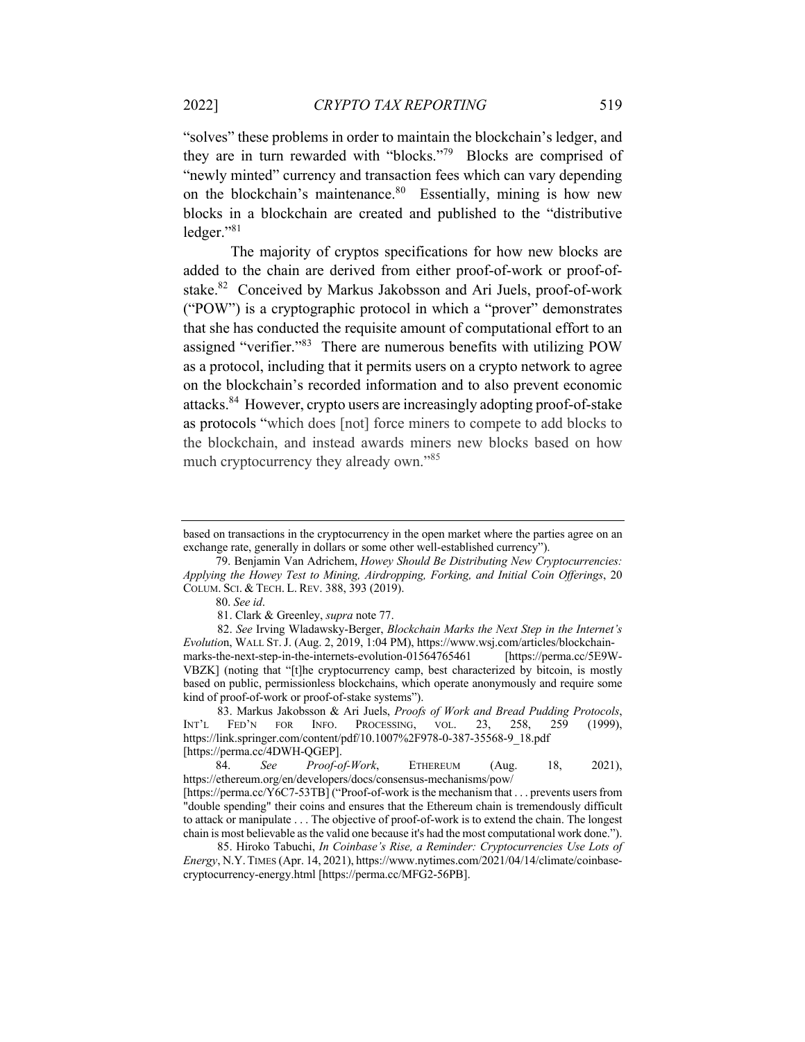"solves" these problems in order to maintain the blockchain's ledger, and they are in turn rewarded with "blocks."[79] Blocks are comprised of "newly minted" currency and transaction fees which can vary depending on the blockchain's maintenance.[80] Essentially, mining is how new blocks in a blockchain are created and published to the "distributive ledger."[81]

The majority of cryptos specifications for how new blocks are added to the chain are derived from either proof-of-work or proof-of-stake.[82] Conceived by Markus Jakobsson and Ari Juels, proof-of-work ("POW") is a cryptographic protocol in which a "prover" demonstrates that she has conducted the requisite amount of computational effort to an assigned "verifier."[83] There are numerous benefits with utilizing POW as a protocol, including that it permits users on a crypto network to agree on the blockchain's recorded information and to also prevent economic attacks.[84] However, crypto users are increasingly adopting proof-of-stake as protocols "which does [not] force miners to compete to add blocks to the blockchain, and instead awards miners new blocks based on how much cryptocurrency they already own."[85]

---

based on transactions in the cryptocurrency in the open market where the parties agree on an exchange rate, generally in dollars or some other well-established currency").

79. Benjamin Van Adrichem, *Howey Should Be Distributing New Cryptocurrencies: Applying the Howey Test to Mining, Airdropping, Forking, and Initial Coin Offerings*, 20 COLUM. SCI. & TECH. L. REV. 388, 393 (2019).

80. *See id*.

81. Clark & Greenley, *supra* note 77.

82. *See* Irving Wladawsky-Berger, *Blockchain Marks the Next Step in the Internet's Evolution*, WALL ST. J. (Aug. 2, 2019, 1:04 PM), https://www.wsj.com/articles/blockchain-marks-the-next-step-in-the-internets-evolution-01564765461 [https://perma.cc/5E9W-VBZK] (noting that "[t]he cryptocurrency camp, best characterized by bitcoin, is mostly based on public, permissionless blockchains, which operate anonymously and require some kind of proof-of-work or proof-of-stake systems").

83. Markus Jakobsson & Ari Juels, *Proofs of Work and Bread Pudding Protocols*, INT'L FED'N FOR INFO. PROCESSING, VOL. 23, 258, 259 (1999), https://link.springer.com/content/pdf/10.1007%2F978-0-387-35568-9_18.pdf [https://perma.cc/4DWH-QGEP].

84. *See Proof-of-Work*, ETHEREUM (Aug. 18, 2021), https://ethereum.org/en/developers/docs/consensus-mechanisms/pow/ [https://perma.cc/Y6C7-53TB] ("Proof-of-work is the mechanism that . . . prevents users from "double spending" their coins and ensures that the Ethereum chain is tremendously difficult to attack or manipulate . . . The objective of proof-of-work is to extend the chain. The longest chain is most believable as the valid one because it's had the most computational work done.").

85. Hiroko Tabuchi, *In Coinbase's Rise, a Reminder: Cryptocurrencies Use Lots of Energy*, N.Y. TIMES (Apr. 14, 2021), https://www.nytimes.com/2021/04/14/climate/coinbase-cryptocurrency-energy.html [https://perma.cc/MFG2-56PB].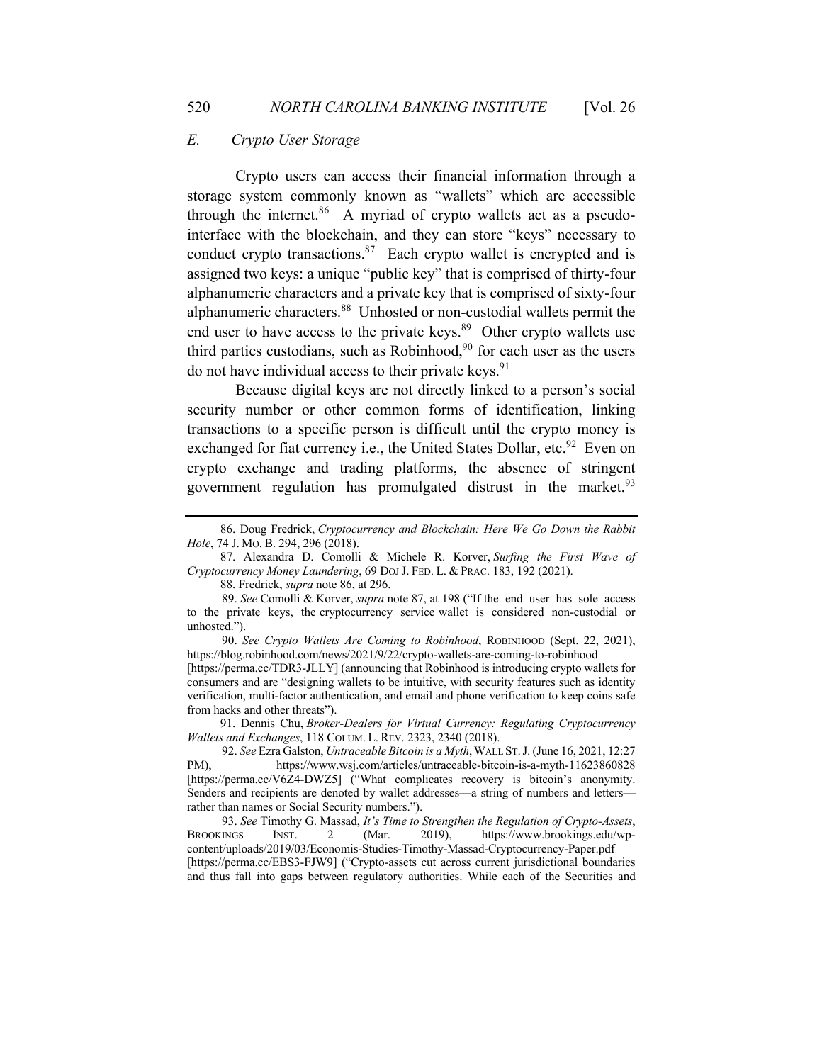### *E. Crypto User Storage*

Crypto users can access their financial information through a storage system commonly known as "wallets" which are accessible through the internet.[86] A myriad of crypto wallets act as a pseudo-interface with the blockchain, and they can store "keys" necessary to conduct crypto transactions.[87] Each crypto wallet is encrypted and is assigned two keys: a unique "public key" that is comprised of thirty-four alphanumeric characters and a private key that is comprised of sixty-four alphanumeric characters.[88] Unhosted or non-custodial wallets permit the end user to have access to the private keys.[89] Other crypto wallets use third parties custodians, such as Robinhood,[90] for each user as the users do not have individual access to their private keys.[91]

Because digital keys are not directly linked to a person's social security number or other common forms of identification, linking transactions to a specific person is difficult until the crypto money is exchanged for fiat currency i.e., the United States Dollar, etc.[92] Even on crypto exchange and trading platforms, the absence of stringent government regulation has promulgated distrust in the market.[93]

---

86. Doug Fredrick, *Cryptocurrency and Blockchain: Here We Go Down the Rabbit Hole*, 74 J. MO. B. 294, 296 (2018).

87. Alexandra D. Comolli & Michele R. Korver, *Surfing the First Wave of Cryptocurrency Money Laundering*, 69 DOJ J. FED. L. & PRAC. 183, 192 (2021).

88. Fredrick, *supra* note 86, at 296.

89. *See* Comolli & Korver, *supra* note 87, at 198 ("If the end user has sole access to the private keys, the cryptocurrency service wallet is considered non-custodial or unhosted.").

90. *See Crypto Wallets Are Coming to Robinhood*, ROBINHOOD (Sept. 22, 2021), https://blog.robinhood.com/news/2021/9/22/crypto-wallets-are-coming-to-robinhood [https://perma.cc/TDR3-JLLY] (announcing that Robinhood is introducing crypto wallets for consumers and are "designing wallets to be intuitive, with security features such as identity verification, multi-factor authentication, and email and phone verification to keep coins safe from hacks and other threats").

91. Dennis Chu, *Broker-Dealers for Virtual Currency: Regulating Cryptocurrency Wallets and Exchanges*, 118 COLUM. L. REV. 2323, 2340 (2018).

92. *See* Ezra Galston, *Untraceable Bitcoin is a Myth*, WALL ST. J. (June 16, 2021, 12:27 PM), https://www.wsj.com/articles/untraceable-bitcoin-is-a-myth-11623860828 [https://perma.cc/V6Z4-DWZ5] ("What complicates recovery is bitcoin's anonymity. Senders and recipients are denoted by wallet addresses—a string of numbers and letters—rather than names or Social Security numbers.").

93. *See* Timothy G. Massad, *It's Time to Strengthen the Regulation of Crypto-Assets*, BROOKINGS INST. 2 (Mar. 2019), https://www.brookings.edu/wp-content/uploads/2019/03/Economis-Studies-Timothy-Massad-Cryptocurrency-Paper.pdf [https://perma.cc/EBS3-FJW9] ("Crypto-assets cut across current jurisdictional boundaries and thus fall into gaps between regulatory authorities. While each of the Securities and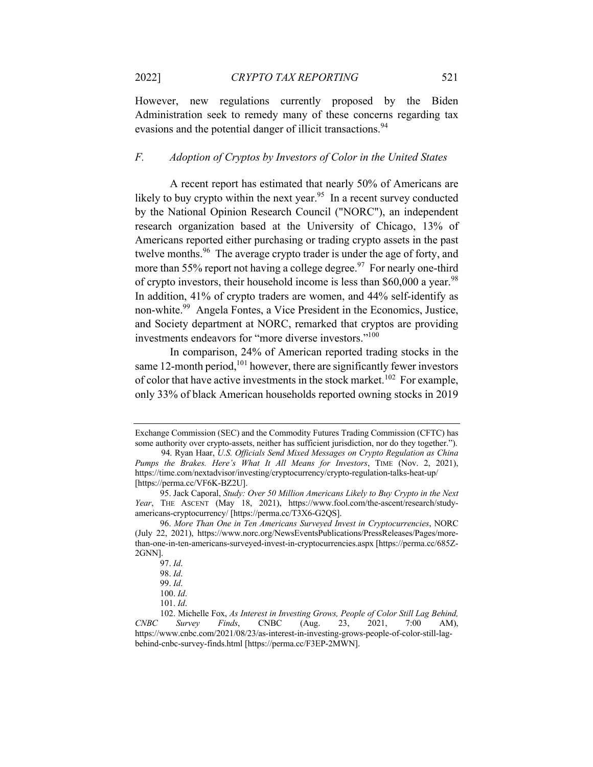However, new regulations currently proposed by the Biden Administration seek to remedy many of these concerns regarding tax evasions and the potential danger of illicit transactions.[94]

### F. Adoption of Cryptos by Investors of Color in the United States

A recent report has estimated that nearly 50% of Americans are likely to buy crypto within the next year.[95] In a recent survey conducted by the National Opinion Research Council ("NORC"), an independent research organization based at the University of Chicago, 13% of Americans reported either purchasing or trading crypto assets in the past twelve months.[96] The average crypto trader is under the age of forty, and more than 55% report not having a college degree.[97] For nearly one-third of crypto investors, their household income is less than $60,000 a year.[98] In addition, 41% of crypto traders are women, and 44% self-identify as non-white.[99] Angela Fontes, a Vice President in the Economics, Justice, and Society department at NORC, remarked that cryptos are providing investments endeavors for "more diverse investors."[100]

In comparison, 24% of American reported trading stocks in the same 12-month period,[101] however, there are significantly fewer investors of color that have active investments in the stock market.[102] For example, only 33% of black American households reported owning stocks in 2019

---

Exchange Commission (SEC) and the Commodity Futures Trading Commission (CFTC) has some authority over crypto-assets, neither has sufficient jurisdiction, nor do they together.").

94. Ryan Haar, *U.S. Officials Send Mixed Messages on Crypto Regulation as China Pumps the Brakes. Here's What It All Means for Investors*, TIME (Nov. 2, 2021), https://time.com/nextadvisor/investing/cryptocurrency/crypto-regulation-talks-heat-up/ [https://perma.cc/VF6K-BZ2U].

95. Jack Caporal, *Study: Over 50 Million Americans Likely to Buy Crypto in the Next Year*, THE ASCENT (May 18, 2021), https://www.fool.com/the-ascent/research/study-americans-cryptocurrency/ [https://perma.cc/T3X6-G2QS].

96. *More Than One in Ten Americans Surveyed Invest in Cryptocurrencies*, NORC (July 22, 2021), https://www.norc.org/NewsEventsPublications/PressReleases/Pages/more-than-one-in-ten-americans-surveyed-invest-in-cryptocurrencies.aspx [https://perma.cc/685Z-2GNN].

97. *Id*.

98. *Id*.

99. *Id*.

100. *Id*.

101. *Id*.

102. Michelle Fox, *As Interest in Investing Grows, People of Color Still Lag Behind, CNBC Survey Finds*, CNBC (Aug. 23, 2021, 7:00 AM), https://www.cnbc.com/2021/08/23/as-interest-in-investing-grows-people-of-color-still-lag-behind-cnbc-survey-finds.html [https://perma.cc/F3EP-2MWN].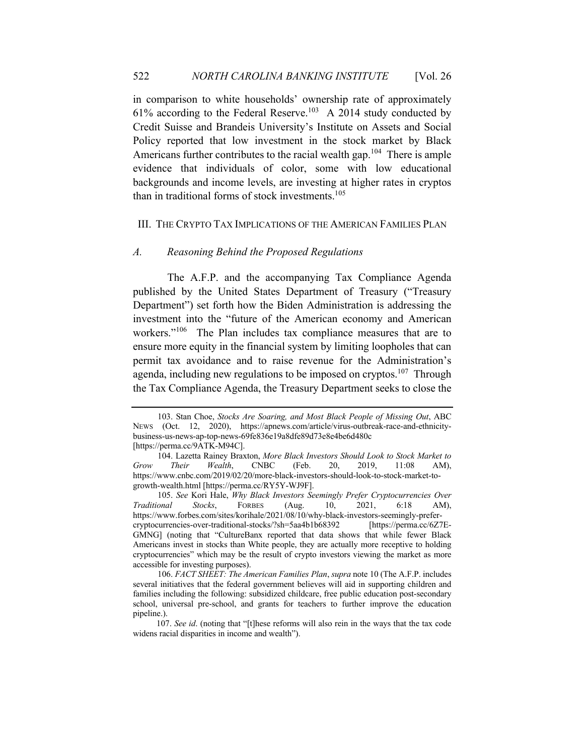in comparison to white households' ownership rate of approximately 61% according to the Federal Reserve.[103] A 2014 study conducted by Credit Suisse and Brandeis University's Institute on Assets and Social Policy reported that low investment in the stock market by Black Americans further contributes to the racial wealth gap.[104] There is ample evidence that individuals of color, some with low educational backgrounds and income levels, are investing at higher rates in cryptos than in traditional forms of stock investments.[105]

## III. THE CRYPTO TAX IMPLICATIONS OF THE AMERICAN FAMILIES PLAN

### *A. Reasoning Behind the Proposed Regulations*

The A.F.P. and the accompanying Tax Compliance Agenda published by the United States Department of Treasury ("Treasury Department") set forth how the Biden Administration is addressing the investment into the "future of the American economy and American workers."[106] The Plan includes tax compliance measures that are to ensure more equity in the financial system by limiting loopholes that can permit tax avoidance and to raise revenue for the Administration's agenda, including new regulations to be imposed on cryptos.[107] Through the Tax Compliance Agenda, the Treasury Department seeks to close the

---

103. Stan Choe, *Stocks Are Soaring, and Most Black People of Missing Out*, ABC NEWS (Oct. 12, 2020), https://apnews.com/article/virus-outbreak-race-and-ethnicity-business-us-news-ap-top-news-69fe836e19a8dfe89d73e8e4be6d480c [https://perma.cc/9ATK-M94C].

104. Lazetta Rainey Braxton, *More Black Investors Should Look to Stock Market to Grow Their Wealth*, CNBC (Feb. 20, 2019, 11:08 AM), https://www.cnbc.com/2019/02/20/more-black-investors-should-look-to-stock-market-to-growth-wealth.html [https://perma.cc/RY5Y-WJ9F].

105. *See* Kori Hale, *Why Black Investors Seemingly Prefer Cryptocurrencies Over Traditional Stocks*, FORBES (Aug. 10, 2021, 6:18 AM), https://www.forbes.com/sites/korihale/2021/08/10/why-black-investors-seemingly-prefer-cryptocurrencies-over-traditional-stocks/?sh=5aa4b1b68392 [https://perma.cc/6Z7E-GMNG] (noting that "CultureBanx reported that data shows that while fewer Black Americans invest in stocks than White people, they are actually more receptive to holding cryptocurrencies" which may be the result of crypto investors viewing the market as more accessible for investing purposes).

106. *FACT SHEET: The American Families Plan*, *supra* note 10 (The A.F.P. includes several initiatives that the federal government believes will aid in supporting children and families including the following: subsidized childcare, free public education post-secondary school, universal pre-school, and grants for teachers to further improve the education pipeline.).

107. *See id*. (noting that "[t]hese reforms will also rein in the ways that the tax code widens racial disparities in income and wealth").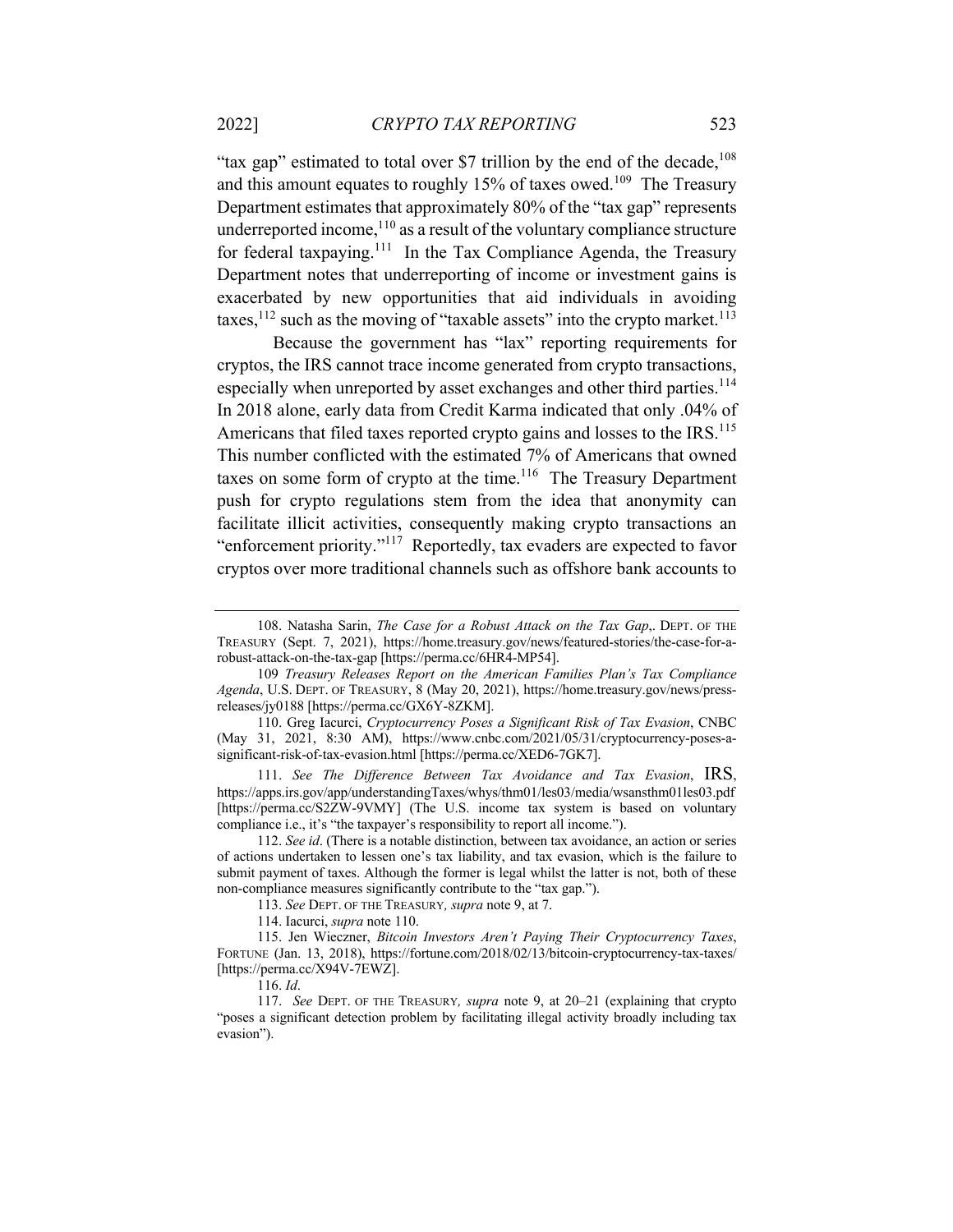"tax gap" estimated to total over $7 trillion by the end of the decade,[108] and this amount equates to roughly 15% of taxes owed.[109] The Treasury Department estimates that approximately 80% of the "tax gap" represents underreported income,[110] as a result of the voluntary compliance structure for federal taxpaying.[111] In the Tax Compliance Agenda, the Treasury Department notes that underreporting of income or investment gains is exacerbated by new opportunities that aid individuals in avoiding taxes,[112] such as the moving of "taxable assets" into the crypto market.[113]

Because the government has "lax" reporting requirements for cryptos, the IRS cannot trace income generated from crypto transactions, especially when unreported by asset exchanges and other third parties.[114] In 2018 alone, early data from Credit Karma indicated that only .04% of Americans that filed taxes reported crypto gains and losses to the IRS.[115] This number conflicted with the estimated 7% of Americans that owned taxes on some form of crypto at the time.[116] The Treasury Department push for crypto regulations stem from the idea that anonymity can facilitate illicit activities, consequently making crypto transactions an "enforcement priority."[117] Reportedly, tax evaders are expected to favor cryptos over more traditional channels such as offshore bank accounts to

---

108. Natasha Sarin, *The Case for a Robust Attack on the Tax Gap*,. DEPT. OF THE TREASURY (Sept. 7, 2021), https://home.treasury.gov/news/featured-stories/the-case-for-a-robust-attack-on-the-tax-gap [https://perma.cc/6HR4-MP54].

109 *Treasury Releases Report on the American Families Plan's Tax Compliance Agenda*, U.S. DEPT. OF TREASURY, 8 (May 20, 2021), https://home.treasury.gov/news/press-releases/jy0188 [https://perma.cc/GX6Y-8ZKM].

110. Greg Iacurci, *Cryptocurrency Poses a Significant Risk of Tax Evasion*, CNBC (May 31, 2021, 8:30 AM), https://www.cnbc.com/2021/05/31/cryptocurrency-poses-a-significant-risk-of-tax-evasion.html [https://perma.cc/XED6-7GK7].

111. *See The Difference Between Tax Avoidance and Tax Evasion*, IRS, https://apps.irs.gov/app/understandingTaxes/whys/thm01/les03/media/wsansthm01les03.pdf [https://perma.cc/S2ZW-9VMY] (The U.S. income tax system is based on voluntary compliance i.e., it's "the taxpayer's responsibility to report all income.").

112. *See id*. (There is a notable distinction, between tax avoidance, an action or series of actions undertaken to lessen one's tax liability, and tax evasion, which is the failure to submit payment of taxes. Although the former is legal whilst the latter is not, both of these non-compliance measures significantly contribute to the "tax gap.").

113. *See* DEPT. OF THE TREASURY*, supra* note 9, at 7.

114. Iacurci, *supra* note 110.

115. Jen Wieczner, *Bitcoin Investors Aren't Paying Their Cryptocurrency Taxes*, FORTUNE (Jan. 13, 2018), https://fortune.com/2018/02/13/bitcoin-cryptocurrency-tax-taxes/ [https://perma.cc/X94V-7EWZ].

116. *Id*.

117. *See* DEPT. OF THE TREASURY*, supra* note 9, at 20–21 (explaining that crypto "poses a significant detection problem by facilitating illegal activity broadly including tax evasion").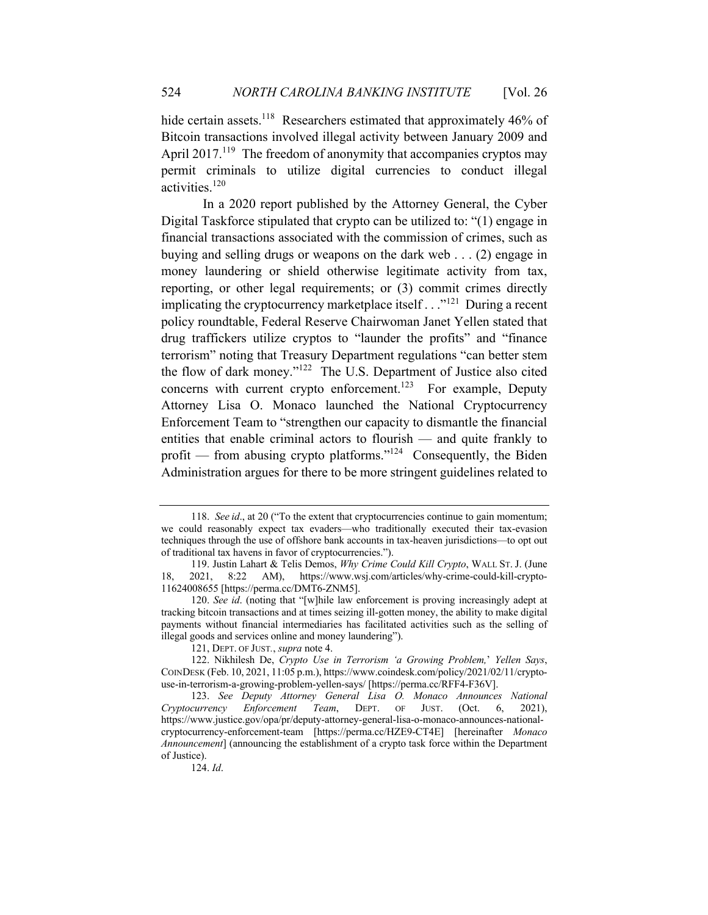hide certain assets.[118] Researchers estimated that approximately 46% of Bitcoin transactions involved illegal activity between January 2009 and April 2017.[119] The freedom of anonymity that accompanies cryptos may permit criminals to utilize digital currencies to conduct illegal activities.[120]

In a 2020 report published by the Attorney General, the Cyber Digital Taskforce stipulated that crypto can be utilized to: "(1) engage in financial transactions associated with the commission of crimes, such as buying and selling drugs or weapons on the dark web . . . (2) engage in money laundering or shield otherwise legitimate activity from tax, reporting, or other legal requirements; or (3) commit crimes directly implicating the cryptocurrency marketplace itself . . ."[121] During a recent policy roundtable, Federal Reserve Chairwoman Janet Yellen stated that drug traffickers utilize cryptos to "launder the profits" and "finance terrorism" noting that Treasury Department regulations "can better stem the flow of dark money."[122] The U.S. Department of Justice also cited concerns with current crypto enforcement.[123] For example, Deputy Attorney Lisa O. Monaco launched the National Cryptocurrency Enforcement Team to "strengthen our capacity to dismantle the financial entities that enable criminal actors to flourish — and quite frankly to profit — from abusing crypto platforms."[124] Consequently, the Biden Administration argues for there to be more stringent guidelines related to

---

118. *See id*., at 20 ("To the extent that cryptocurrencies continue to gain momentum; we could reasonably expect tax evaders—who traditionally executed their tax-evasion techniques through the use of offshore bank accounts in tax-heaven jurisdictions—to opt out of traditional tax havens in favor of cryptocurrencies.").

119. Justin Lahart & Telis Demos, *Why Crime Could Kill Crypto*, WALL ST. J. (June 18, 2021, 8:22 AM), https://www.wsj.com/articles/why-crime-could-kill-crypto-11624008655 [https://perma.cc/DMT6-ZNM5].

120. *See id*. (noting that "[w]hile law enforcement is proving increasingly adept at tracking bitcoin transactions and at times seizing ill-gotten money, the ability to make digital payments without financial intermediaries has facilitated activities such as the selling of illegal goods and services online and money laundering").

121, DEPT. OF JUST., *supra* note 4.

122. Nikhilesh De, *Crypto Use in Terrorism 'a Growing Problem,' Yellen Says*, COINDESK (Feb. 10, 2021, 11:05 p.m.), https://www.coindesk.com/policy/2021/02/11/crypto-use-in-terrorism-a-growing-problem-yellen-says/ [https://perma.cc/RFF4-F36V].

123. *See Deputy Attorney General Lisa O. Monaco Announces National Cryptocurrency Enforcement Team*, DEPT. OF JUST. (Oct. 6, 2021), https://www.justice.gov/opa/pr/deputy-attorney-general-lisa-o-monaco-announces-national-cryptocurrency-enforcement-team [https://perma.cc/HZE9-CT4E] [hereinafter *Monaco Announcement*] (announcing the establishment of a crypto task force within the Department of Justice).

124. *Id*.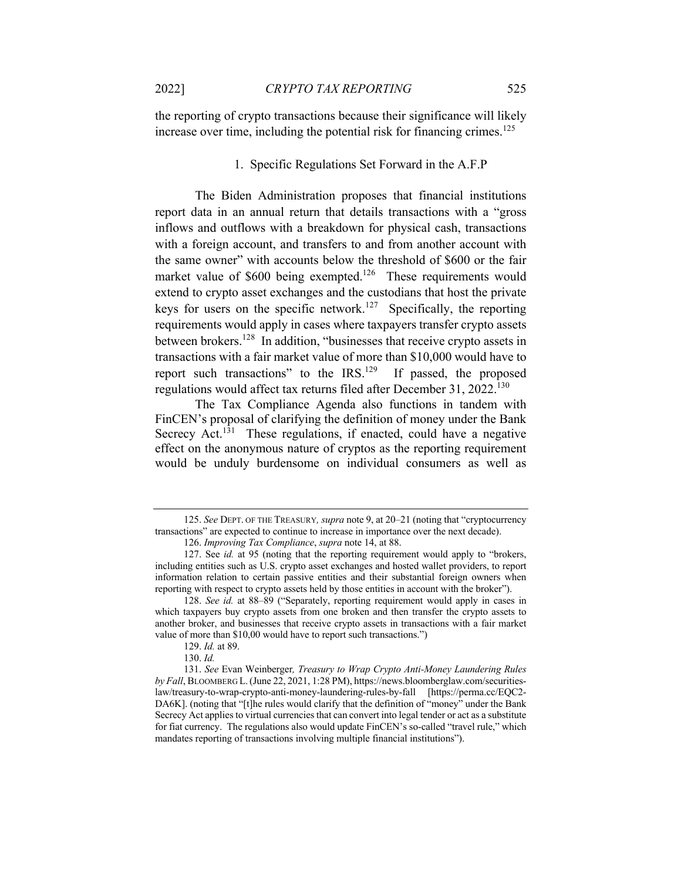the reporting of crypto transactions because their significance will likely increase over time, including the potential risk for financing crimes.[125]

### 1. Specific Regulations Set Forward in the A.F.P

The Biden Administration proposes that financial institutions report data in an annual return that details transactions with a "gross inflows and outflows with a breakdown for physical cash, transactions with a foreign account, and transfers to and from another account with the same owner" with accounts below the threshold of $600 or the fair market value of $600 being exempted.[126] These requirements would extend to crypto asset exchanges and the custodians that host the private keys for users on the specific network.[127] Specifically, the reporting requirements would apply in cases where taxpayers transfer crypto assets between brokers.[128] In addition, "businesses that receive crypto assets in transactions with a fair market value of more than $10,000 would have to report such transactions" to the IRS.[129] If passed, the proposed regulations would affect tax returns filed after December 31, 2022.[130]

The Tax Compliance Agenda also functions in tandem with FinCEN's proposal of clarifying the definition of money under the Bank Secrecy Act.[131] These regulations, if enacted, could have a negative effect on the anonymous nature of cryptos as the reporting requirement would be unduly burdensome on individual consumers as well as

---

125. *See* DEPT. OF THE TREASURY, *supra* note 9, at 20–21 (noting that "cryptocurrency transactions" are expected to continue to increase in importance over the next decade).

126. *Improving Tax Compliance*, *supra* note 14, at 88.

127. See *id.* at 95 (noting that the reporting requirement would apply to "brokers, including entities such as U.S. crypto asset exchanges and hosted wallet providers, to report information relation to certain passive entities and their substantial foreign owners when reporting with respect to crypto assets held by those entities in account with the broker").

128. *See id.* at 88–89 ("Separately, reporting requirement would apply in cases in which taxpayers buy crypto assets from one broken and then transfer the crypto assets to another broker, and businesses that receive crypto assets in transactions with a fair market value of more than $10,00 would have to report such transactions.")

129. *Id.* at 89.

130. *Id.*

131. *See* Evan Weinberger, *Treasury to Wrap Crypto Anti-Money Laundering Rules by Fall*, BLOOMBERG L. (June 22, 2021, 1:28 PM), https://news.bloomberglaw.com/securities-law/treasury-to-wrap-crypto-anti-money-laundering-rules-by-fall [https://perma.cc/EQC2-DA6K]. (noting that "[t]he rules would clarify that the definition of "money" under the Bank Secrecy Act applies to virtual currencies that can convert into legal tender or act as a substitute for fiat currency. The regulations also would update FinCEN's so-called "travel rule," which mandates reporting of transactions involving multiple financial institutions").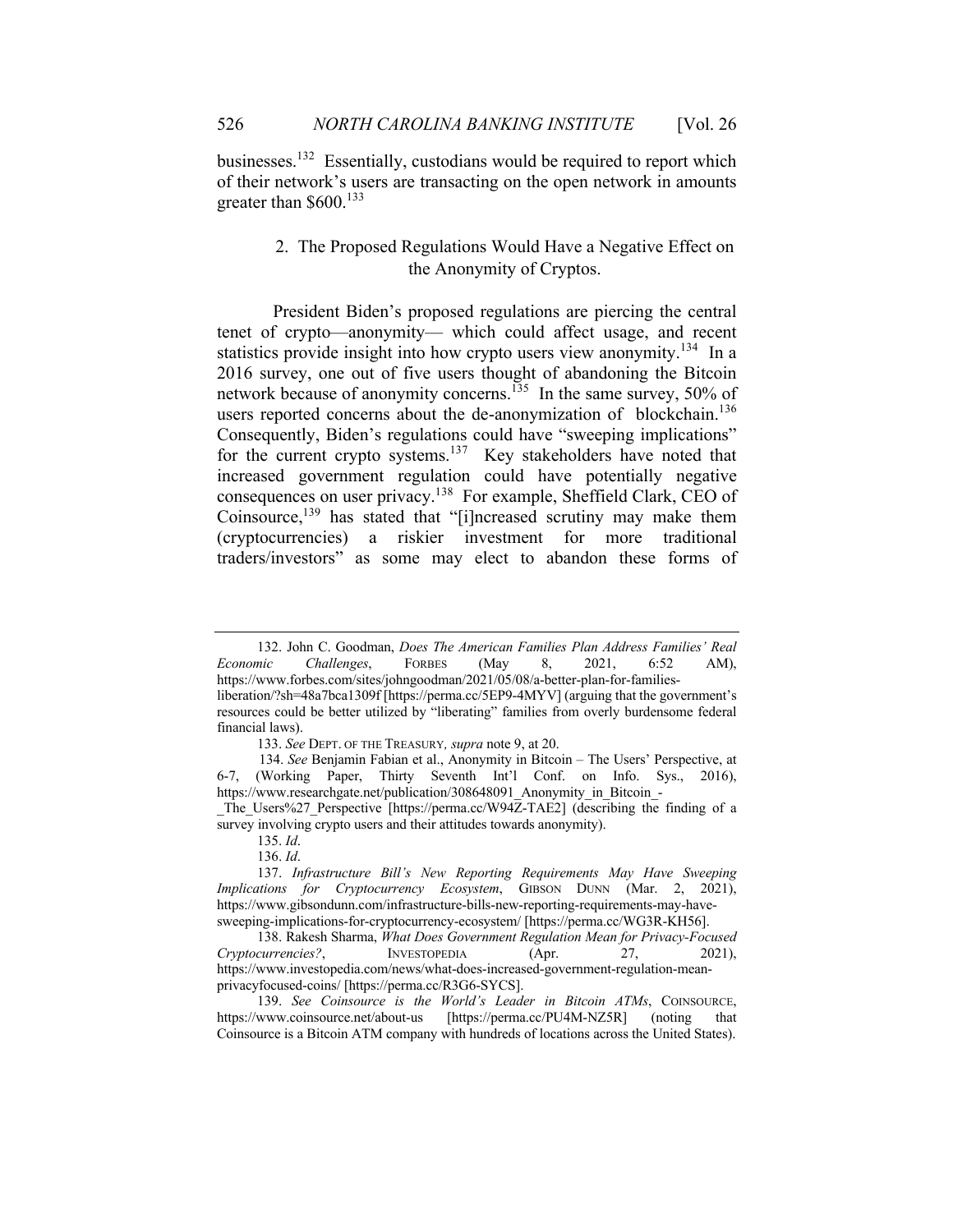businesses.[132] Essentially, custodians would be required to report which of their network's users are transacting on the open network in amounts greater than $600.[133]

### 2. The Proposed Regulations Would Have a Negative Effect on the Anonymity of Cryptos.

President Biden's proposed regulations are piercing the central tenet of crypto—anonymity— which could affect usage, and recent statistics provide insight into how crypto users view anonymity.[134] In a 2016 survey, one out of five users thought of abandoning the Bitcoin network because of anonymity concerns.[135] In the same survey, 50% of users reported concerns about the de-anonymization of blockchain.[136] Consequently, Biden's regulations could have "sweeping implications" for the current crypto systems.[137] Key stakeholders have noted that increased government regulation could have potentially negative consequences on user privacy.[138] For example, Sheffield Clark, CEO of Coinsource,[139] has stated that "[i]ncreased scrutiny may make them (cryptocurrencies) a riskier investment for more traditional traders/investors" as some may elect to abandon these forms of

---

132. John C. Goodman, *Does The American Families Plan Address Families' Real Economic Challenges*, FORBES (May 8, 2021, 6:52 AM), https://www.forbes.com/sites/johngoodman/2021/05/08/a-better-plan-for-families-liberation/?sh=48a7bca1309f [https://perma.cc/5EP9-4MYV] (arguing that the government's resources could be better utilized by "liberating" families from overly burdensome federal financial laws).

133. *See* DEPT. OF THE TREASURY*, supra* note 9, at 20.

134. *See* Benjamin Fabian et al., Anonymity in Bitcoin – The Users' Perspective, at 6-7, (Working Paper, Thirty Seventh Int'l Conf. on Info. Sys., 2016), https://www.researchgate.net/publication/308648091_Anonymity_in_Bitcoin_-_The_Users%27_Perspective [https://perma.cc/W94Z-TAE2] (describing the finding of a survey involving crypto users and their attitudes towards anonymity).

135. *Id*.

136. *Id*.

137. *Infrastructure Bill's New Reporting Requirements May Have Sweeping Implications for Cryptocurrency Ecosystem*, GIBSON DUNN (Mar. 2, 2021), https://www.gibsondunn.com/infrastructure-bills-new-reporting-requirements-may-have-sweeping-implications-for-cryptocurrency-ecosystem/ [https://perma.cc/WG3R-KH56].

138. Rakesh Sharma, *What Does Government Regulation Mean for Privacy-Focused Cryptocurrencies?*, INVESTOPEDIA (Apr. 27, 2021), https://www.investopedia.com/news/what-does-increased-government-regulation-mean-privacyfocused-coins/ [https://perma.cc/R3G6-SYCS].

139. *See Coinsource is the World's Leader in Bitcoin ATMs*, COINSOURCE, https://www.coinsource.net/about-us [https://perma.cc/PU4M-NZ5R] (noting that Coinsource is a Bitcoin ATM company with hundreds of locations across the United States).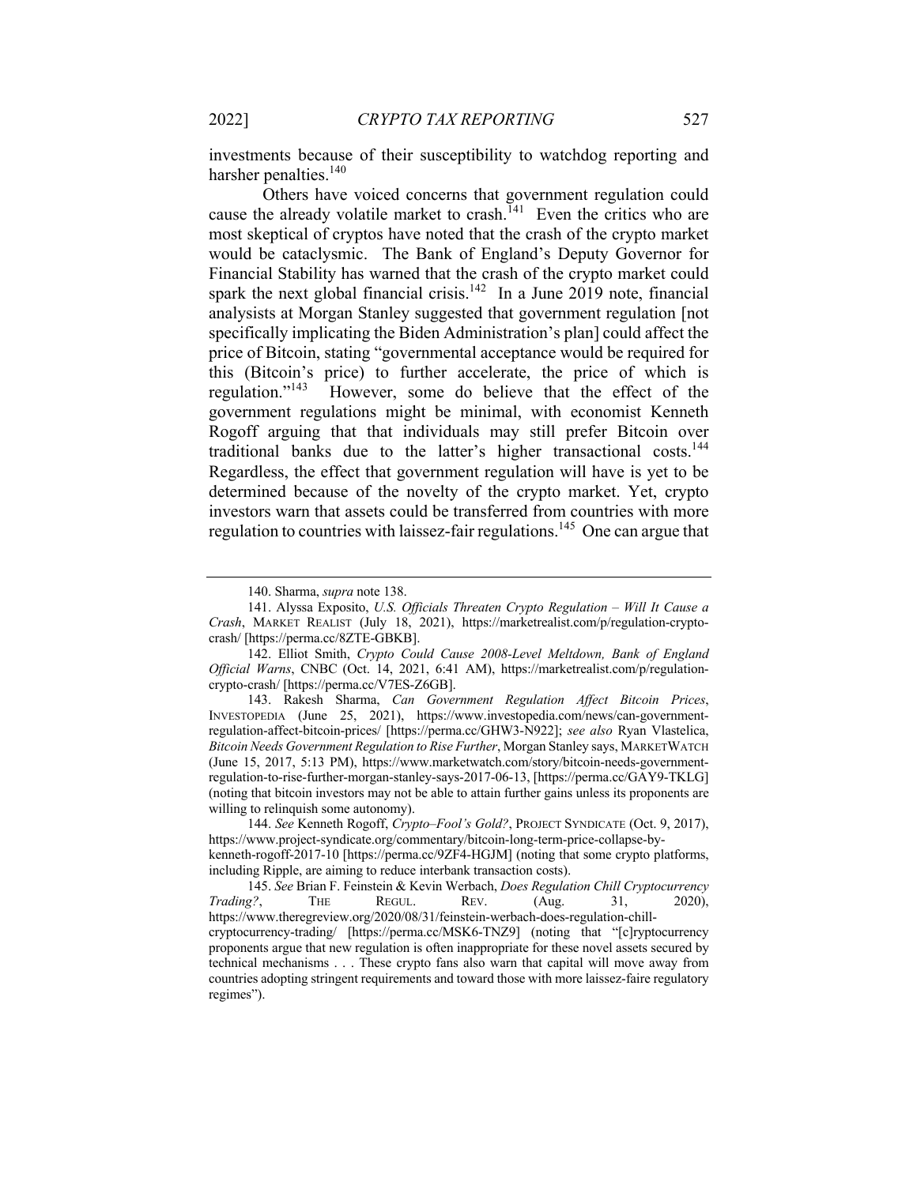investments because of their susceptibility to watchdog reporting and harsher penalties.[140]

Others have voiced concerns that government regulation could cause the already volatile market to crash.[141] Even the critics who are most skeptical of cryptos have noted that the crash of the crypto market would be cataclysmic. The Bank of England's Deputy Governor for Financial Stability has warned that the crash of the crypto market could spark the next global financial crisis.[142] In a June 2019 note, financial analysists at Morgan Stanley suggested that government regulation [not specifically implicating the Biden Administration's plan] could affect the price of Bitcoin, stating "governmental acceptance would be required for this (Bitcoin's price) to further accelerate, the price of which is regulation."[143] However, some do believe that the effect of the government regulations might be minimal, with economist Kenneth Rogoff arguing that that individuals may still prefer Bitcoin over traditional banks due to the latter's higher transactional costs.[144] Regardless, the effect that government regulation will have is yet to be determined because of the novelty of the crypto market. Yet, crypto investors warn that assets could be transferred from countries with more regulation to countries with laissez-fair regulations.[145] One can argue that

---

140. Sharma, *supra* note 138.

141. Alyssa Exposito, *U.S. Officials Threaten Crypto Regulation – Will It Cause a Crash*, MARKET REALIST (July 18, 2021), https://marketrealist.com/p/regulation-crypto-crash/ [https://perma.cc/8ZTE-GBKB].

142. Elliot Smith, *Crypto Could Cause 2008-Level Meltdown, Bank of England Official Warns*, CNBC (Oct. 14, 2021, 6:41 AM), https://marketrealist.com/p/regulation-crypto-crash/ [https://perma.cc/V7ES-Z6GB].

143. Rakesh Sharma, *Can Government Regulation Affect Bitcoin Prices*, INVESTOPEDIA (June 25, 2021), https://www.investopedia.com/news/can-government-regulation-affect-bitcoin-prices/ [https://perma.cc/GHW3-N922]; *see also* Ryan Vlastelica, *Bitcoin Needs Government Regulation to Rise Further*, Morgan Stanley says, MARKETWATCH (June 15, 2017, 5:13 PM), https://www.marketwatch.com/story/bitcoin-needs-government-regulation-to-rise-further-morgan-stanley-says-2017-06-13, [https://perma.cc/GAY9-TKLG] (noting that bitcoin investors may not be able to attain further gains unless its proponents are willing to relinquish some autonomy).

144. *See* Kenneth Rogoff, *Crypto–Fool's Gold?*, PROJECT SYNDICATE (Oct. 9, 2017), https://www.project-syndicate.org/commentary/bitcoin-long-term-price-collapse-by-kenneth-rogoff-2017-10 [https://perma.cc/9ZF4-HGJM] (noting that some crypto platforms, including Ripple, are aiming to reduce interbank transaction costs).

145. *See* Brian F. Feinstein & Kevin Werbach, *Does Regulation Chill Cryptocurrency Trading?*, THE REGUL. REV. (Aug. 31, 2020), https://www.theregreview.org/2020/08/31/feinstein-werbach-does-regulation-chill-cryptocurrency-trading/ [https://perma.cc/MSK6-TNZ9] (noting that "[c]ryptocurrency proponents argue that new regulation is often inappropriate for these novel assets secured by technical mechanisms . . . These crypto fans also warn that capital will move away from countries adopting stringent requirements and toward those with more laissez-faire regulatory regimes").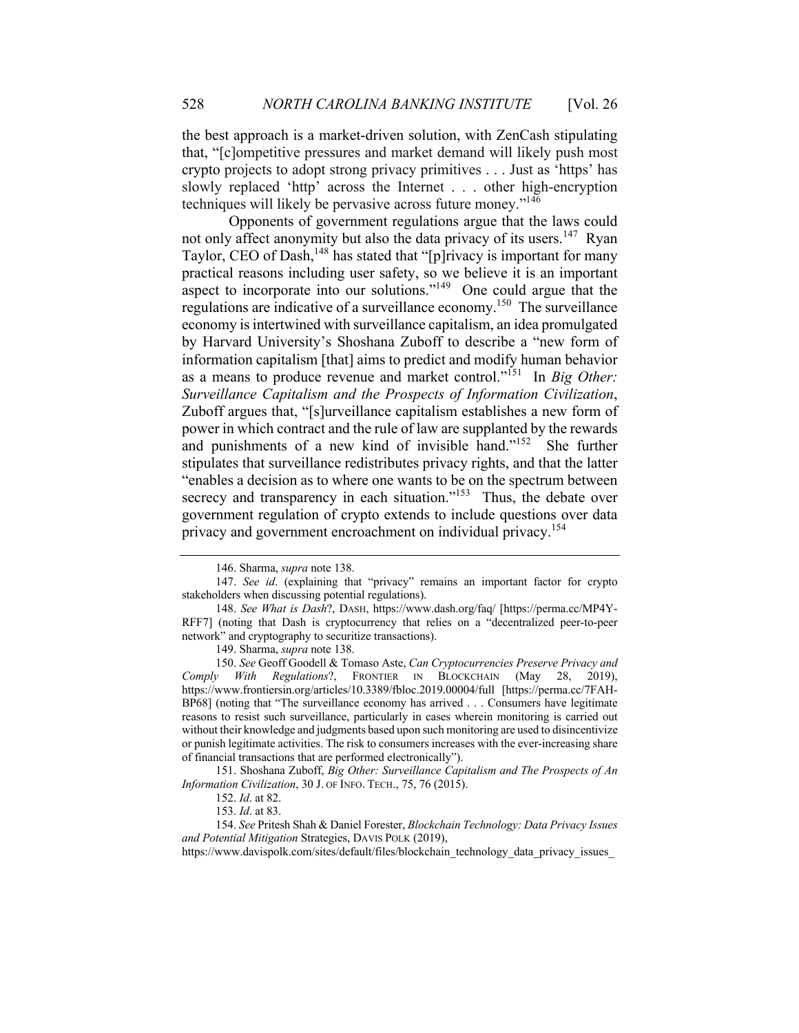the best approach is a market-driven solution, with ZenCash stipulating that, "[c]ompetitive pressures and market demand will likely push most crypto projects to adopt strong privacy primitives . . . Just as 'https' has slowly replaced 'http' across the Internet . . . other high-encryption techniques will likely be pervasive across future money."[146]

Opponents of government regulations argue that the laws could not only affect anonymity but also the data privacy of its users.[147] Ryan Taylor, CEO of Dash,[148] has stated that "[p]rivacy is important for many practical reasons including user safety, so we believe it is an important aspect to incorporate into our solutions."[149] One could argue that the regulations are indicative of a surveillance economy.[150] The surveillance economy is intertwined with surveillance capitalism, an idea promulgated by Harvard University's Shoshana Zuboff to describe a "new form of information capitalism [that] aims to predict and modify human behavior as a means to produce revenue and market control."[151] In *Big Other: Surveillance Capitalism and the Prospects of Information Civilization*, Zuboff argues that, "[s]urveillance capitalism establishes a new form of power in which contract and the rule of law are supplanted by the rewards and punishments of a new kind of invisible hand."[152] She further stipulates that surveillance redistributes privacy rights, and that the latter "enables a decision as to where one wants to be on the spectrum between secrecy and transparency in each situation."[153] Thus, the debate over government regulation of crypto extends to include questions over data privacy and government encroachment on individual privacy.[154]

---

146. Sharma, *supra* note 138.

147. *See id*. (explaining that "privacy" remains an important factor for crypto stakeholders when discussing potential regulations).

148. *See What is Dash*?, DASH, https://www.dash.org/faq/ [https://perma.cc/MP4Y-RFF7] (noting that Dash is cryptocurrency that relies on a "decentralized peer-to-peer network" and cryptography to securitize transactions).

149. Sharma, *supra* note 138.

150. *See* Geoff Goodell & Tomaso Aste, *Can Cryptocurrencies Preserve Privacy and Comply With Regulations*?, FRONTIER IN BLOCKCHAIN (May 28, 2019), https://www.frontiersin.org/articles/10.3389/fbloc.2019.00004/full [https://perma.cc/7FAH-BP68] (noting that "The surveillance economy has arrived . . . Consumers have legitimate reasons to resist such surveillance, particularly in cases wherein monitoring is carried out without their knowledge and judgments based upon such monitoring are used to disincentivize or punish legitimate activities. The risk to consumers increases with the ever-increasing share of financial transactions that are performed electronically").

151. Shoshana Zuboff, *Big Other: Surveillance Capitalism and The Prospects of An Information Civilization*, 30 J. OF INFO. TECH., 75, 76 (2015).

152. *Id*. at 82.

153. *Id*. at 83.

154. *See* Pritesh Shah & Daniel Forester, *Blockchain Technology: Data Privacy Issues and Potential Mitigation* Strategies, DAVIS POLK (2019), https://www.davispolk.com/sites/default/files/blockchain_technology_data_privacy_issues_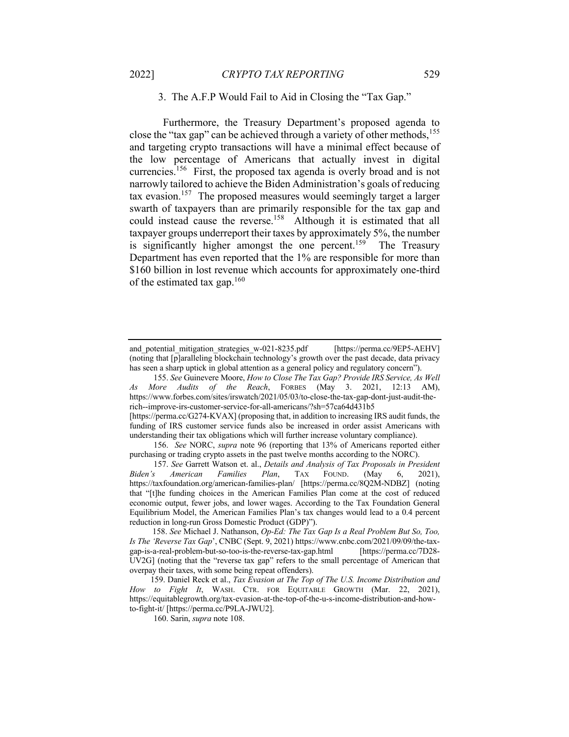### 3. The A.F.P Would Fail to Aid in Closing the "Tax Gap."

Furthermore, the Treasury Department's proposed agenda to close the "tax gap" can be achieved through a variety of other methods,[155] and targeting crypto transactions will have a minimal effect because of the low percentage of Americans that actually invest in digital currencies.[156] First, the proposed tax agenda is overly broad and is not narrowly tailored to achieve the Biden Administration's goals of reducing tax evasion.[157] The proposed measures would seemingly target a larger swarth of taxpayers than are primarily responsible for the tax gap and could instead cause the reverse.[158] Although it is estimated that all taxpayer groups underreport their taxes by approximately 5%, the number is significantly higher amongst the one percent.[159] The Treasury Department has even reported that the 1% are responsible for more than $160 billion in lost revenue which accounts for approximately one-third of the estimated tax gap.[160]

---

and_potential_mitigation_strategies_w-021-8235.pdf [https://perma.cc/9EP5-AEHV] (noting that [p]aralleling blockchain technology's growth over the past decade, data privacy has seen a sharp uptick in global attention as a general policy and regulatory concern").

155. *See* Guinevere Moore, *How to Close The Tax Gap? Provide IRS Service, As Well As More Audits of the Reach*, FORBES (May 3. 2021, 12:13 AM), https://www.forbes.com/sites/irswatch/2021/05/03/to-close-the-tax-gap-dont-just-audit-the-rich--improve-irs-customer-service-for-all-americans/?sh=57ca64d431b5 [https://perma.cc/G274-KVAX] (proposing that, in addition to increasing IRS audit funds, the funding of IRS customer service funds also be increased in order assist Americans with understanding their tax obligations which will further increase voluntary compliance).

156. *See* NORC, *supra* note 96 (reporting that 13% of Americans reported either purchasing or trading crypto assets in the past twelve months according to the NORC).

157. *See* Garrett Watson et. al., *Details and Analysis of Tax Proposals in President Biden's American Families Plan*, TAX FOUND. (May 6, 2021), https://taxfoundation.org/american-families-plan/ [https://perma.cc/8Q2M-NDBZ] (noting that "[t]he funding choices in the American Families Plan come at the cost of reduced economic output, fewer jobs, and lower wages. According to the Tax Foundation General Equilibrium Model, the American Families Plan's tax changes would lead to a 0.4 percent reduction in long-run Gross Domestic Product (GDP)").

158. *See* Michael J. Nathanson, *Op-Ed: The Tax Gap Is a Real Problem But So, Too, Is The 'Reverse Tax Gap'*, CNBC (Sept. 9, 2021) https://www.cnbc.com/2021/09/09/the-tax-gap-is-a-real-problem-but-so-too-is-the-reverse-tax-gap.html [https://perma.cc/7D28-UV2G] (noting that the "reverse tax gap" refers to the small percentage of American that overpay their taxes, with some being repeat offenders).

159. Daniel Reck et al., *Tax Evasion at The Top of The U.S. Income Distribution and How to Fight It*, WASH. CTR. FOR EQUITABLE GROWTH (Mar. 22, 2021), https://equitablegrowth.org/tax-evasion-at-the-top-of-the-u-s-income-distribution-and-how-to-fight-it/ [https://perma.cc/P9LA-JWU2].

160. Sarin, *supra* note 108.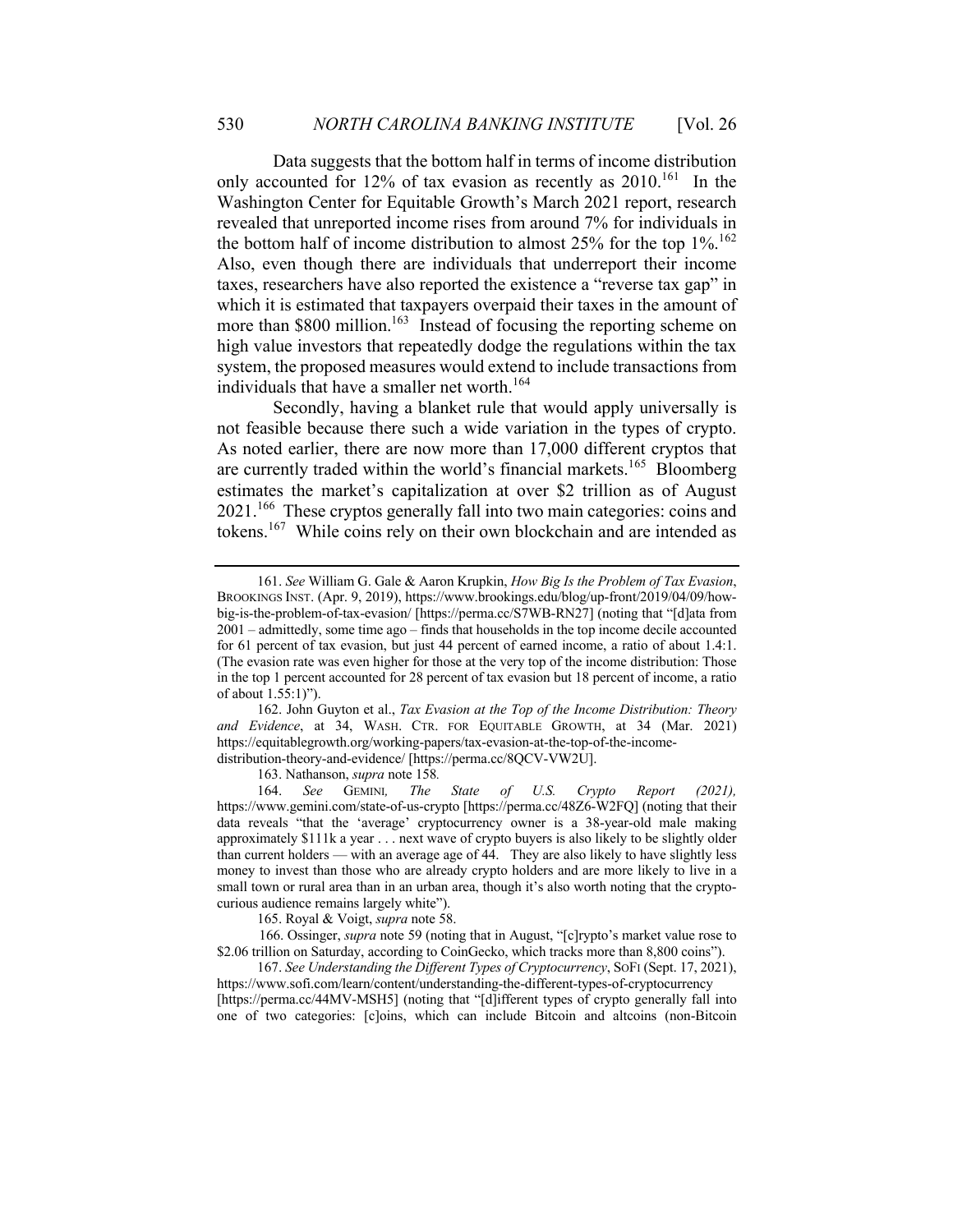Data suggests that the bottom half in terms of income distribution only accounted for 12% of tax evasion as recently as 2010.[161] In the Washington Center for Equitable Growth's March 2021 report, research revealed that unreported income rises from around 7% for individuals in the bottom half of income distribution to almost 25% for the top 1%.[162] Also, even though there are individuals that underreport their income taxes, researchers have also reported the existence a "reverse tax gap" in which it is estimated that taxpayers overpaid their taxes in the amount of more than \$800 million.[163] Instead of focusing the reporting scheme on high value investors that repeatedly dodge the regulations within the tax system, the proposed measures would extend to include transactions from individuals that have a smaller net worth.[164]

Secondly, having a blanket rule that would apply universally is not feasible because there such a wide variation in the types of crypto. As noted earlier, there are now more than 17,000 different cryptos that are currently traded within the world's financial markets.[165] Bloomberg estimates the market's capitalization at over \$2 trillion as of August 2021.[166] These cryptos generally fall into two main categories: coins and tokens.[167] While coins rely on their own blockchain and are intended as

---

161. *See* William G. Gale & Aaron Krupkin, *How Big Is the Problem of Tax Evasion*, BROOKINGS INST. (Apr. 9, 2019), https://www.brookings.edu/blog/up-front/2019/04/09/how-big-is-the-problem-of-tax-evasion/ [https://perma.cc/S7WB-RN27] (noting that "[d]ata from 2001 – admittedly, some time ago – finds that households in the top income decile accounted for 61 percent of tax evasion, but just 44 percent of earned income, a ratio of about 1.4:1. (The evasion rate was even higher for those at the very top of the income distribution: Those in the top 1 percent accounted for 28 percent of tax evasion but 18 percent of income, a ratio of about 1.55:1)").

162. John Guyton et al., *Tax Evasion at the Top of the Income Distribution: Theory and Evidence*, at 34, WASH. CTR. FOR EQUITABLE GROWTH, at 34 (Mar. 2021) https://equitablegrowth.org/working-papers/tax-evasion-at-the-top-of-the-income-distribution-theory-and-evidence/ [https://perma.cc/8QCV-VW2U].

163. Nathanson, *supra* note 158*.*

164. *See* GEMINI*, The State of U.S. Crypto Report (2021),* https://www.gemini.com/state-of-us-crypto [https://perma.cc/48Z6-W2FQ] (noting that their data reveals "that the 'average' cryptocurrency owner is a 38-year-old male making approximately \$111k a year . . . next wave of crypto buyers is also likely to be slightly older than current holders — with an average age of 44. They are also likely to have slightly less money to invest than those who are already crypto holders and are more likely to live in a small town or rural area than in an urban area, though it's also worth noting that the crypto-curious audience remains largely white").

165. Royal & Voigt, *supra* note 58.

166. Ossinger, *supra* note 59 (noting that in August, "[c]rypto's market value rose to \$2.06 trillion on Saturday, according to CoinGecko, which tracks more than 8,800 coins").

167. *See Understanding the Different Types of Cryptocurrency*, SOFI (Sept. 17, 2021), https://www.sofi.com/learn/content/understanding-the-different-types-of-cryptocurrency [https://perma.cc/44MV-MSH5] (noting that "[d]ifferent types of crypto generally fall into one of two categories: [c]oins, which can include Bitcoin and altcoins (non-Bitcoin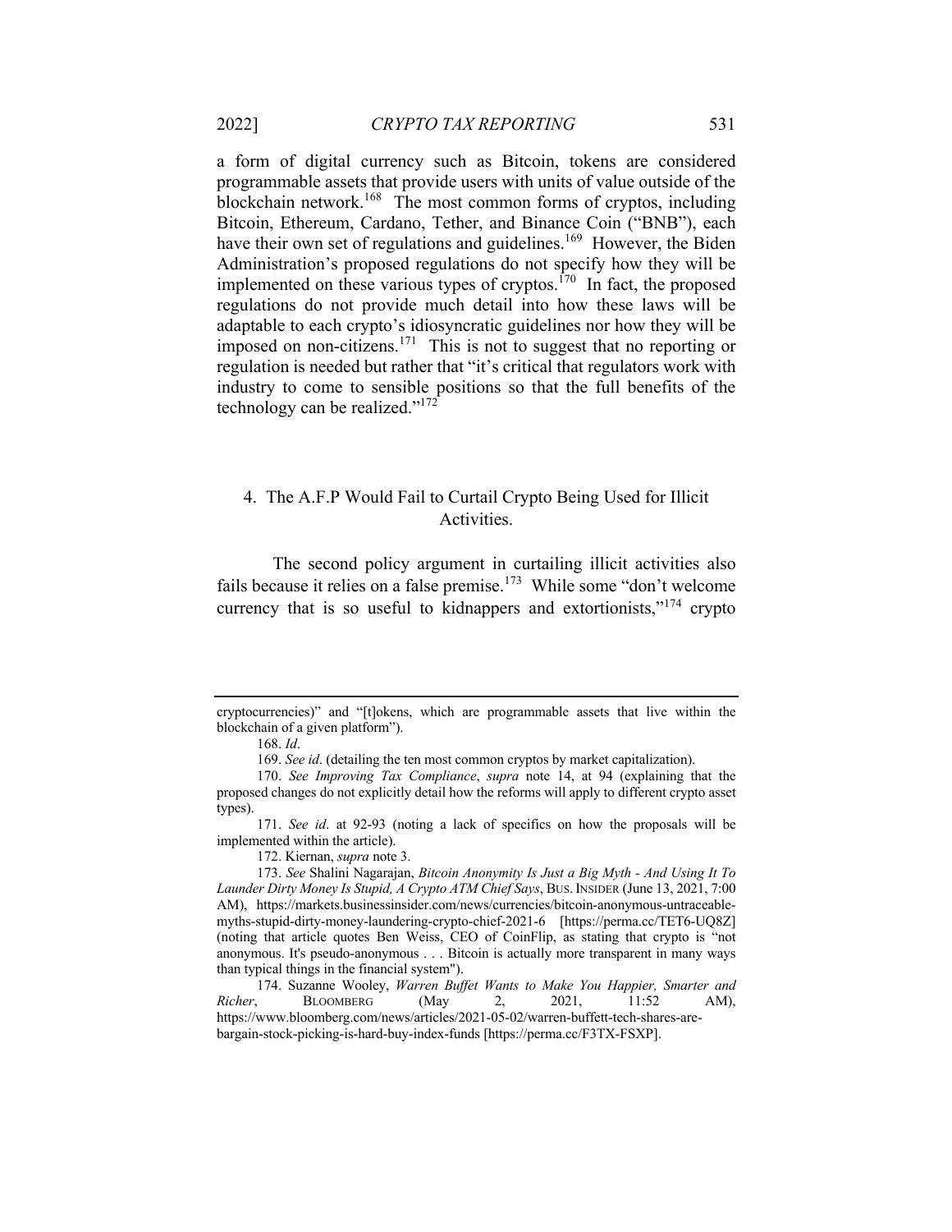a form of digital currency such as Bitcoin, tokens are considered programmable assets that provide users with units of value outside of the blockchain network.[168] The most common forms of cryptos, including Bitcoin, Ethereum, Cardano, Tether, and Binance Coin ("BNB"), each have their own set of regulations and guidelines.[169] However, the Biden Administration's proposed regulations do not specify how they will be implemented on these various types of cryptos.[170] In fact, the proposed regulations do not provide much detail into how these laws will be adaptable to each crypto's idiosyncratic guidelines nor how they will be imposed on non-citizens.[171] This is not to suggest that no reporting or regulation is needed but rather that "it's critical that regulators work with industry to come to sensible positions so that the full benefits of the technology can be realized."[172]

### 4. The A.F.P Would Fail to Curtail Crypto Being Used for Illicit Activities.

The second policy argument in curtailing illicit activities also fails because it relies on a false premise.[173] While some "don't welcome currency that is so useful to kidnappers and extortionists,"[174] crypto

---

cryptocurrencies)" and "[t]okens, which are programmable assets that live within the blockchain of a given platform").

168. *Id*.

169. *See id*. (detailing the ten most common cryptos by market capitalization).

170. *See Improving Tax Compliance*, *supra* note 14, at 94 (explaining that the proposed changes do not explicitly detail how the reforms will apply to different crypto asset types).

171. *See id*. at 92-93 (noting a lack of specifics on how the proposals will be implemented within the article).

172. Kiernan, *supra* note 3.

173. *See* Shalini Nagarajan, *Bitcoin Anonymity Is Just a Big Myth - And Using It To Launder Dirty Money Is Stupid, A Crypto ATM Chief Says*, BUS. INSIDER (June 13, 2021, 7:00 AM), https://markets.businessinsider.com/news/currencies/bitcoin-anonymous-untraceable-myths-stupid-dirty-money-laundering-crypto-chief-2021-6 [https://perma.cc/TET6-UQ8Z] (noting that article quotes Ben Weiss, CEO of CoinFlip, as stating that crypto is "not anonymous. It's pseudo-anonymous . . . Bitcoin is actually more transparent in many ways than typical things in the financial system").

174. Suzanne Wooley, *Warren Buffet Wants to Make You Happier, Smarter and Richer*, BLOOMBERG (May 2, 2021, 11:52 AM), https://www.bloomberg.com/news/articles/2021-05-02/warren-buffett-tech-shares-are-bargain-stock-picking-is-hard-buy-index-funds [https://perma.cc/F3TX-FSXP].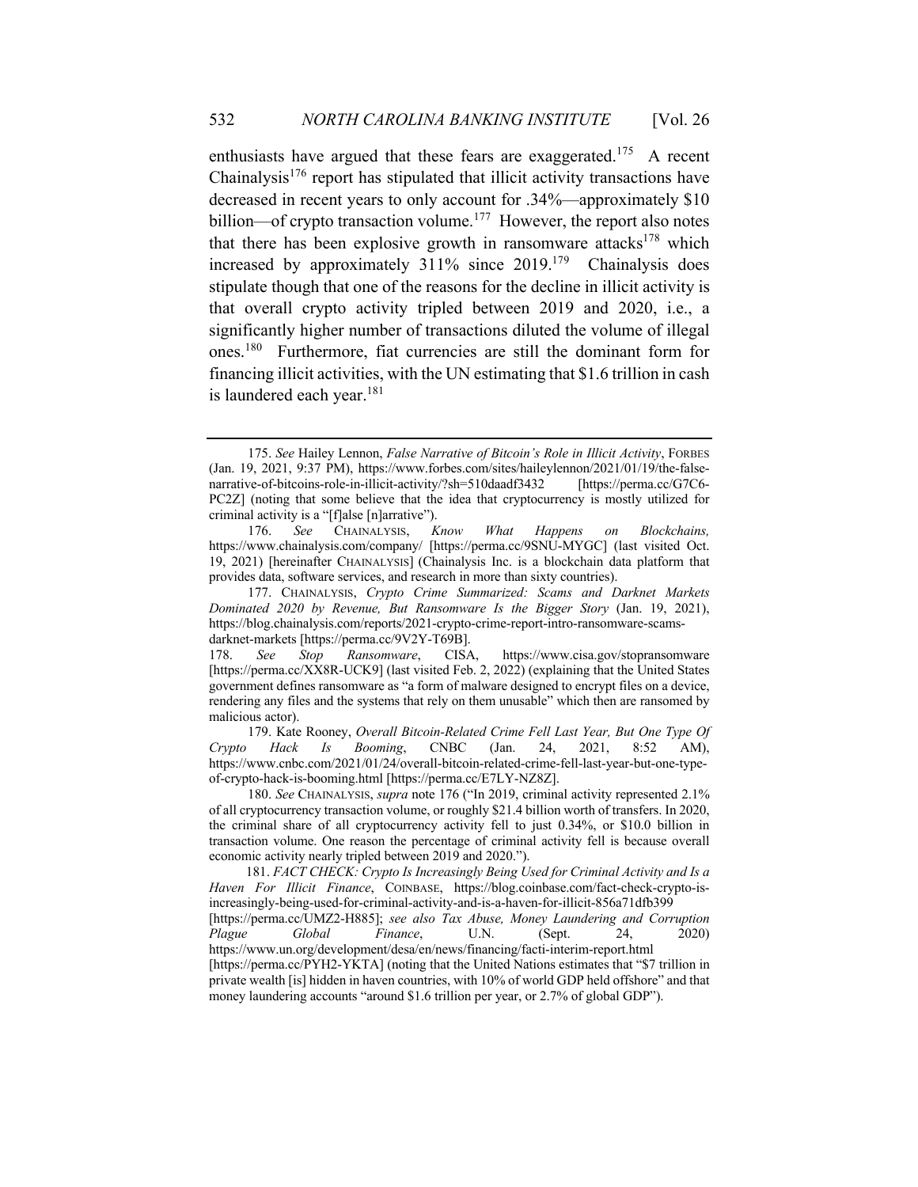enthusiasts have argued that these fears are exaggerated.[175] A recent Chainalysis[176] report has stipulated that illicit activity transactions have decreased in recent years to only account for .34%—approximately $10 billion—of crypto transaction volume.[177] However, the report also notes that there has been explosive growth in ransomware attacks[178] which increased by approximately 311% since 2019.[179] Chainalysis does stipulate though that one of the reasons for the decline in illicit activity is that overall crypto activity tripled between 2019 and 2020, i.e., a significantly higher number of transactions diluted the volume of illegal ones.[180] Furthermore, fiat currencies are still the dominant form for financing illicit activities, with the UN estimating that $1.6 trillion in cash is laundered each year.[181]

---

175. *See* Hailey Lennon, *False Narrative of Bitcoin's Role in Illicit Activity*, FORBES (Jan. 19, 2021, 9:37 PM), https://www.forbes.com/sites/haileylennon/2021/01/19/the-false-narrative-of-bitcoins-role-in-illicit-activity/?sh=510daadf3432 [https://perma.cc/G7C6-PC2Z] (noting that some believe that the idea that cryptocurrency is mostly utilized for criminal activity is a "[f]alse [n]arrative").

176. *See* CHAINALYSIS, *Know What Happens on Blockchains,* https://www.chainalysis.com/company/ [https://perma.cc/9SNU-MYGC] (last visited Oct. 19, 2021) [hereinafter CHAINALYSIS] (Chainalysis Inc. is a blockchain data platform that provides data, software services, and research in more than sixty countries).

177. CHAINALYSIS, *Crypto Crime Summarized: Scams and Darknet Markets Dominated 2020 by Revenue, But Ransomware Is the Bigger Story* (Jan. 19, 2021), https://blog.chainalysis.com/reports/2021-crypto-crime-report-intro-ransomware-scams-darknet-markets [https://perma.cc/9V2Y-T69B].

178. *See Stop Ransomware*, CISA, https://www.cisa.gov/stopransomware [https://perma.cc/XX8R-UCK9] (last visited Feb. 2, 2022) (explaining that the United States government defines ransomware as "a form of malware designed to encrypt files on a device, rendering any files and the systems that rely on them unusable" which then are ransomed by malicious actor).

179. Kate Rooney, *Overall Bitcoin-Related Crime Fell Last Year, But One Type Of Crypto Hack Is Booming*, CNBC (Jan. 24, 2021, 8:52 AM), https://www.cnbc.com/2021/01/24/overall-bitcoin-related-crime-fell-last-year-but-one-type-of-crypto-hack-is-booming.html [https://perma.cc/E7LY-NZ8Z].

180. *See* CHAINALYSIS, *supra* note 176 ("In 2019, criminal activity represented 2.1% of all cryptocurrency transaction volume, or roughly $21.4 billion worth of transfers. In 2020, the criminal share of all cryptocurrency activity fell to just 0.34%, or $10.0 billion in transaction volume. One reason the percentage of criminal activity fell is because overall economic activity nearly tripled between 2019 and 2020.").

181. *FACT CHECK: Crypto Is Increasingly Being Used for Criminal Activity and Is a Haven For Illicit Finance*, COINBASE, https://blog.coinbase.com/fact-check-crypto-is-increasingly-being-used-for-criminal-activity-and-is-a-haven-for-illicit-856a71dfb399 [https://perma.cc/UMZ2-H885]; *see also Tax Abuse, Money Laundering and Corruption Plague Global Finance*, U.N. (Sept. 24, 2020) https://www.un.org/development/desa/en/news/financing/facti-interim-report.html [https://perma.cc/PYH2-YKTA] (noting that the United Nations estimates that "$7 trillion in private wealth [is] hidden in haven countries, with 10% of world GDP held offshore" and that money laundering accounts "around $1.6 trillion per year, or 2.7% of global GDP").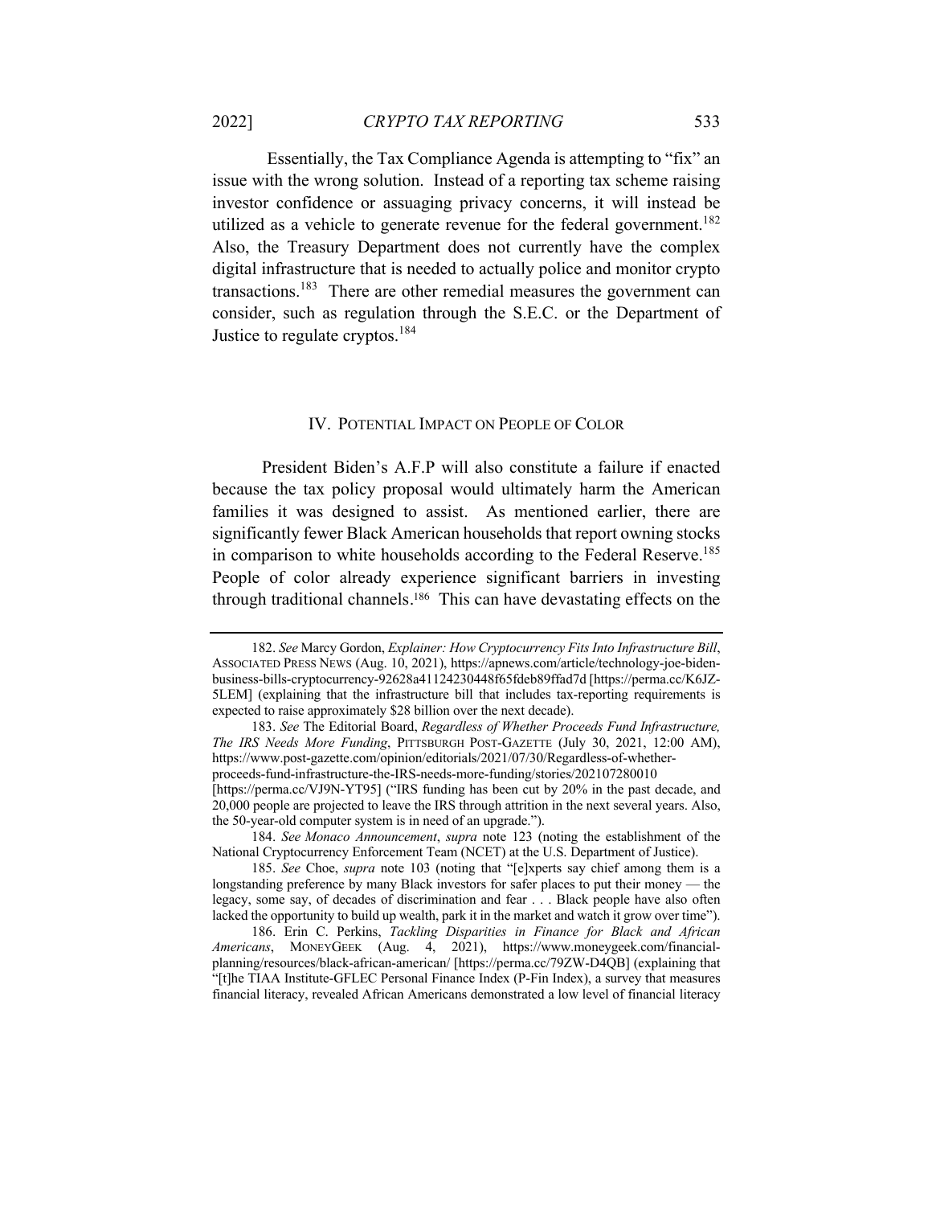Essentially, the Tax Compliance Agenda is attempting to "fix" an issue with the wrong solution. Instead of a reporting tax scheme raising investor confidence or assuaging privacy concerns, it will instead be utilized as a vehicle to generate revenue for the federal government.[182] Also, the Treasury Department does not currently have the complex digital infrastructure that is needed to actually police and monitor crypto transactions.[183] There are other remedial measures the government can consider, such as regulation through the S.E.C. or the Department of Justice to regulate cryptos.[184]

## IV. POTENTIAL IMPACT ON PEOPLE OF COLOR

President Biden's A.F.P will also constitute a failure if enacted because the tax policy proposal would ultimately harm the American families it was designed to assist. As mentioned earlier, there are significantly fewer Black American households that report owning stocks in comparison to white households according to the Federal Reserve.[185] People of color already experience significant barriers in investing through traditional channels.[186] This can have devastating effects on the

---

182. *See* Marcy Gordon, *Explainer: How Cryptocurrency Fits Into Infrastructure Bill*, ASSOCIATED PRESS NEWS (Aug. 10, 2021), https://apnews.com/article/technology-joe-biden-business-bills-cryptocurrency-92628a41124230448f65fdeb89ffad7d [https://perma.cc/K6JZ-5LEM] (explaining that the infrastructure bill that includes tax-reporting requirements is expected to raise approximately $28 billion over the next decade).

183. *See* The Editorial Board, *Regardless of Whether Proceeds Fund Infrastructure, The IRS Needs More Funding*, PITTSBURGH POST-GAZETTE (July 30, 2021, 12:00 AM), https://www.post-gazette.com/opinion/editorials/2021/07/30/Regardless-of-whether-proceeds-fund-infrastructure-the-IRS-needs-more-funding/stories/202107280010 [https://perma.cc/VJ9N-YT95] ("IRS funding has been cut by 20% in the past decade, and 20,000 people are projected to leave the IRS through attrition in the next several years. Also, the 50-year-old computer system is in need of an upgrade.").

184. *See Monaco Announcement*, *supra* note 123 (noting the establishment of the National Cryptocurrency Enforcement Team (NCET) at the U.S. Department of Justice).

185. *See* Choe, *supra* note 103 (noting that "[e]xperts say chief among them is a longstanding preference by many Black investors for safer places to put their money — the legacy, some say, of decades of discrimination and fear . . . Black people have also often lacked the opportunity to build up wealth, park it in the market and watch it grow over time").

186. Erin C. Perkins, *Tackling Disparities in Finance for Black and African Americans*, MONEYGEEK (Aug. 4, 2021), https://www.moneygeek.com/financial-planning/resources/black-african-american/ [https://perma.cc/79ZW-D4QB] (explaining that "[t]he TIAA Institute-GFLEC Personal Finance Index (P-Fin Index), a survey that measures financial literacy, revealed African Americans demonstrated a low level of financial literacy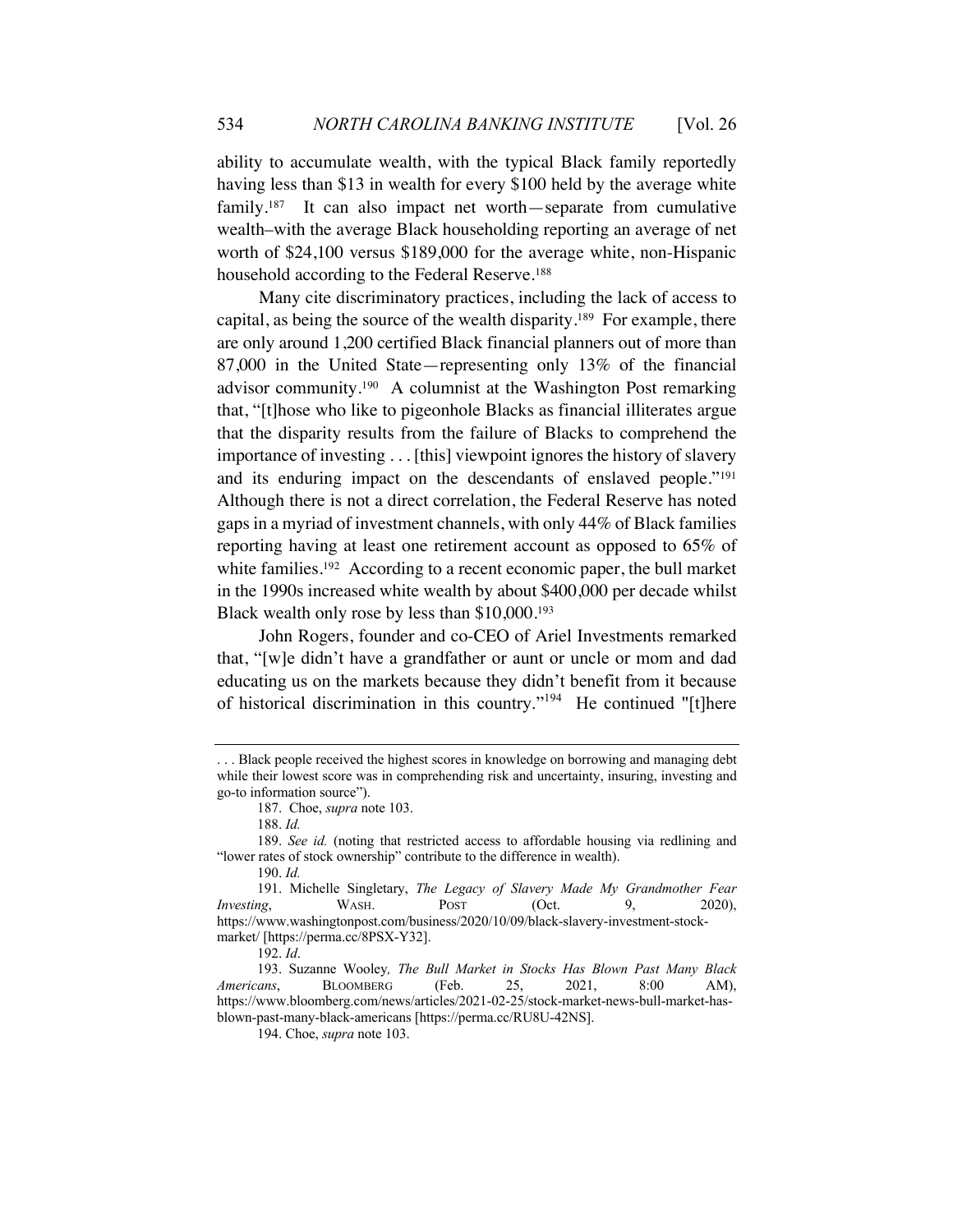ability to accumulate wealth, with the typical Black family reportedly having less than $13 in wealth for every $100 held by the average white family.[187] It can also impact net worth—separate from cumulative wealth–with the average Black householding reporting an average of net worth of $24,100 versus $189,000 for the average white, non-Hispanic household according to the Federal Reserve.[188]

Many cite discriminatory practices, including the lack of access to capital, as being the source of the wealth disparity.[189] For example, there are only around 1,200 certified Black financial planners out of more than 87,000 in the United State—representing only 13% of the financial advisor community.[190] A columnist at the Washington Post remarking that, "[t]hose who like to pigeonhole Blacks as financial illiterates argue that the disparity results from the failure of Blacks to comprehend the importance of investing . . . [this] viewpoint ignores the history of slavery and its enduring impact on the descendants of enslaved people."[191] Although there is not a direct correlation, the Federal Reserve has noted gaps in a myriad of investment channels, with only 44% of Black families reporting having at least one retirement account as opposed to 65% of white families.[192] According to a recent economic paper, the bull market in the 1990s increased white wealth by about $400,000 per decade whilst Black wealth only rose by less than $10,000.[193]

John Rogers, founder and co-CEO of Ariel Investments remarked that, "[w]e didn't have a grandfather or aunt or uncle or mom and dad educating us on the markets because they didn't benefit from it because of historical discrimination in this country."[194] He continued "[t]here

---

. . . Black people received the highest scores in knowledge on borrowing and managing debt while their lowest score was in comprehending risk and uncertainty, insuring, investing and go-to information source").

187. Choe, *supra* note 103.

188. *Id.*

189. *See id.* (noting that restricted access to affordable housing via redlining and "lower rates of stock ownership" contribute to the difference in wealth).

190. *Id.*

191. Michelle Singletary, *The Legacy of Slavery Made My Grandmother Fear Investing*, WASH. POST (Oct. 9, 2020), https://www.washingtonpost.com/business/2020/10/09/black-slavery-investment-stock-market/ [https://perma.cc/8PSX-Y32].

192. *Id*.

193. Suzanne Wooley*, The Bull Market in Stocks Has Blown Past Many Black Americans*, BLOOMBERG (Feb. 25, 2021, 8:00 AM), https://www.bloomberg.com/news/articles/2021-02-25/stock-market-news-bull-market-has-blown-past-many-black-americans [https://perma.cc/RU8U-42NS].

194. Choe, *supra* note 103.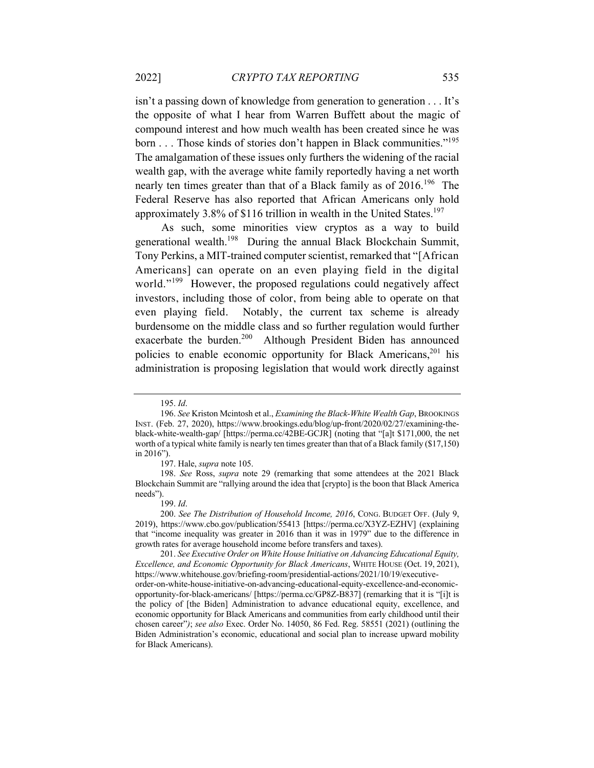isn't a passing down of knowledge from generation to generation . . . It's the opposite of what I hear from Warren Buffett about the magic of compound interest and how much wealth has been created since he was born . . . Those kinds of stories don't happen in Black communities."[195] The amalgamation of these issues only furthers the widening of the racial wealth gap, with the average white family reportedly having a net worth nearly ten times greater than that of a Black family as of 2016.[196] The Federal Reserve has also reported that African Americans only hold approximately 3.8% of $116 trillion in wealth in the United States.[197]

As such, some minorities view cryptos as a way to build generational wealth.[198] During the annual Black Blockchain Summit, Tony Perkins, a MIT-trained computer scientist, remarked that "[African Americans] can operate on an even playing field in the digital world."[199] However, the proposed regulations could negatively affect investors, including those of color, from being able to operate on that even playing field. Notably, the current tax scheme is already burdensome on the middle class and so further regulation would further exacerbate the burden.[200] Although President Biden has announced policies to enable economic opportunity for Black Americans,[201] his administration is proposing legislation that would work directly against

---

195. *Id*.

196. *See* Kriston Mcintosh et al., *Examining the Black-White Wealth Gap*, BROOKINGS INST. (Feb. 27, 2020), https://www.brookings.edu/blog/up-front/2020/02/27/examining-the-black-white-wealth-gap/ [https://perma.cc/42BE-GCJR] (noting that "[a]t $171,000, the net worth of a typical white family is nearly ten times greater than that of a Black family ($17,150) in 2016").

197. Hale, *supra* note 105.

198. *See* Ross, *supra* note 29 (remarking that some attendees at the 2021 Black Blockchain Summit are "rallying around the idea that [crypto] is the boon that Black America needs").

199. *Id*.

200. *See The Distribution of Household Income, 2016*, CONG. BUDGET OFF. (July 9, 2019), https://www.cbo.gov/publication/55413 [https://perma.cc/X3YZ-EZHV] (explaining that "income inequality was greater in 2016 than it was in 1979" due to the difference in growth rates for average household income before transfers and taxes).

201. *See Executive Order on White House Initiative on Advancing Educational Equity, Excellence, and Economic Opportunity for Black Americans*, WHITE HOUSE (Oct. 19, 2021), https://www.whitehouse.gov/briefing-room/presidential-actions/2021/10/19/executive-order-on-white-house-initiative-on-advancing-educational-equity-excellence-and-economic-opportunity-for-black-americans/ [https://perma.cc/GP8Z-B837] (remarking that it is "[i]t is the policy of [the Biden] Administration to advance educational equity, excellence, and economic opportunity for Black Americans and communities from early childhood until their chosen career"); *see also* Exec. Order No. 14050, 86 Fed. Reg. 58551 (2021) (outlining the Biden Administration's economic, educational and social plan to increase upward mobility for Black Americans).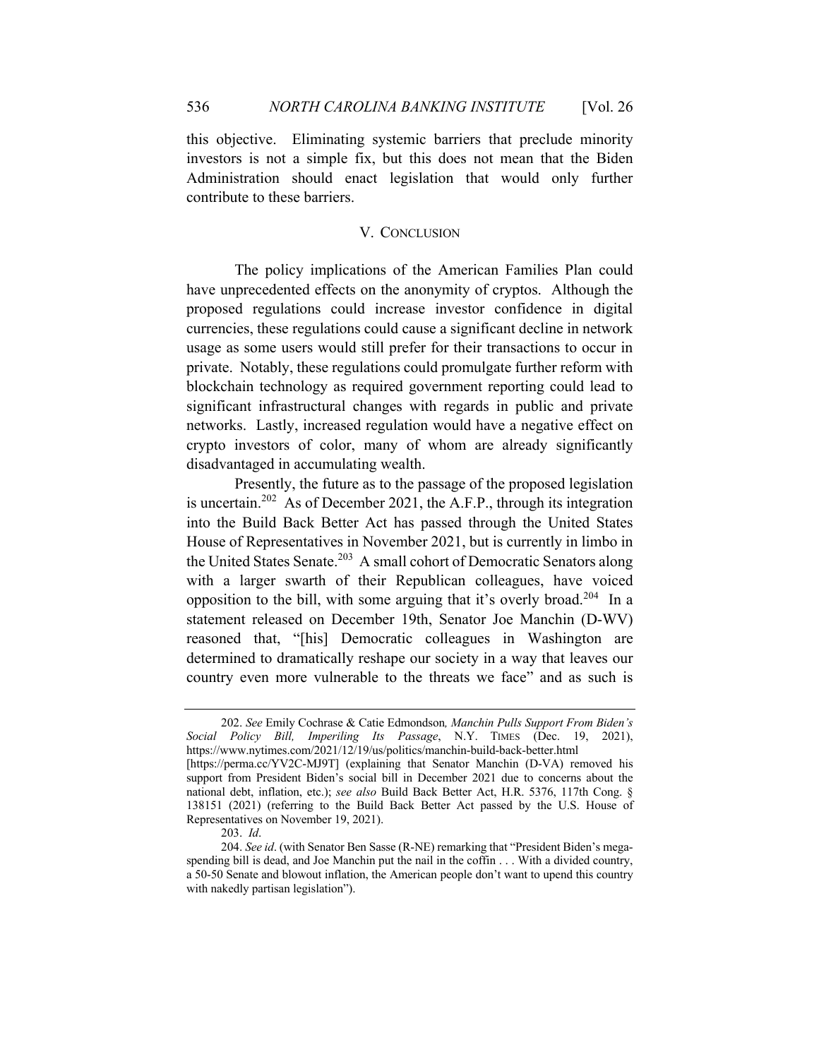this objective. Eliminating systemic barriers that preclude minority investors is not a simple fix, but this does not mean that the Biden Administration should enact legislation that would only further contribute to these barriers.

## V. CONCLUSION

The policy implications of the American Families Plan could have unprecedented effects on the anonymity of cryptos. Although the proposed regulations could increase investor confidence in digital currencies, these regulations could cause a significant decline in network usage as some users would still prefer for their transactions to occur in private. Notably, these regulations could promulgate further reform with blockchain technology as required government reporting could lead to significant infrastructural changes with regards in public and private networks. Lastly, increased regulation would have a negative effect on crypto investors of color, many of whom are already significantly disadvantaged in accumulating wealth.

Presently, the future as to the passage of the proposed legislation is uncertain.[202] As of December 2021, the A.F.P., through its integration into the Build Back Better Act has passed through the United States House of Representatives in November 2021, but is currently in limbo in the United States Senate.[203] A small cohort of Democratic Senators along with a larger swarth of their Republican colleagues, have voiced opposition to the bill, with some arguing that it's overly broad.[204] In a statement released on December 19th, Senator Joe Manchin (D-WV) reasoned that, "[his] Democratic colleagues in Washington are determined to dramatically reshape our society in a way that leaves our country even more vulnerable to the threats we face" and as such is

---

202. *See* Emily Cochrase & Catie Edmondson*, Manchin Pulls Support From Biden's Social Policy Bill, Imperiling Its Passage*, N.Y. TIMES (Dec. 19, 2021), https://www.nytimes.com/2021/12/19/us/politics/manchin-build-back-better.html [https://perma.cc/YV2C-MJ9T] (explaining that Senator Manchin (D-VA) removed his support from President Biden's social bill in December 2021 due to concerns about the national debt, inflation, etc.); *see also* Build Back Better Act, H.R. 5376, 117th Cong. § 138151 (2021) (referring to the Build Back Better Act passed by the U.S. House of Representatives on November 19, 2021).

203. *Id*.

204. *See id*. (with Senator Ben Sasse (R-NE) remarking that "President Biden's mega-spending bill is dead, and Joe Manchin put the nail in the coffin . . . With a divided country, a 50-50 Senate and blowout inflation, the American people don't want to upend this country with nakedly partisan legislation").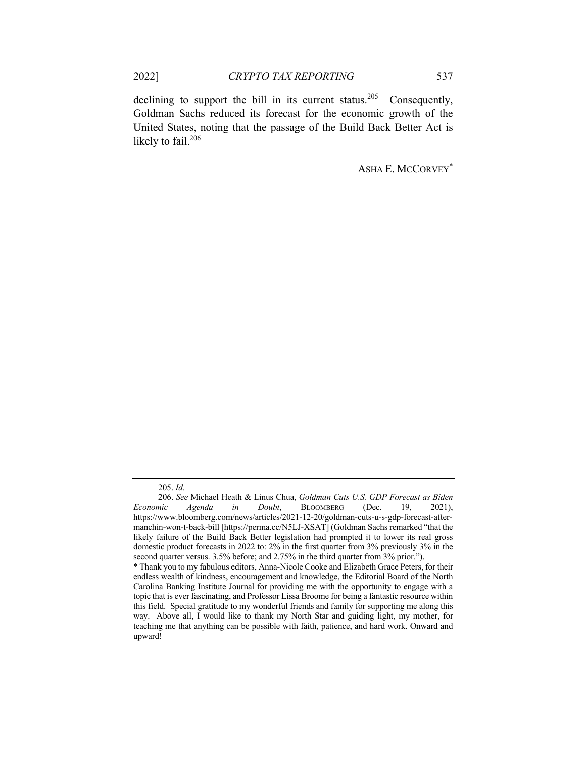declining to support the bill in its current status.[205] Consequently, Goldman Sachs reduced its forecast for the economic growth of the United States, noting that the passage of the Build Back Better Act is likely to fail.[206]

ASHA E. MCCORVEY[*]

---

205. *Id*.

206. *See* Michael Heath & Linus Chua, *Goldman Cuts U.S. GDP Forecast as Biden Economic Agenda in Doubt*, BLOOMBERG (Dec. 19, 2021), https://www.bloomberg.com/news/articles/2021-12-20/goldman-cuts-u-s-gdp-forecast-after-manchin-won-t-back-bill [https://perma.cc/N5LJ-XSAT] (Goldman Sachs remarked "that the likely failure of the Build Back Better legislation had prompted it to lower its real gross domestic product forecasts in 2022 to: 2% in the first quarter from 3% previously 3% in the second quarter versus. 3.5% before; and 2.75% in the third quarter from 3% prior.").

* Thank you to my fabulous editors, Anna-Nicole Cooke and Elizabeth Grace Peters, for their endless wealth of kindness, encouragement and knowledge, the Editorial Board of the North Carolina Banking Institute Journal for providing me with the opportunity to engage with a topic that is ever fascinating, and Professor Lissa Broome for being a fantastic resource within this field. Special gratitude to my wonderful friends and family for supporting me along this way. Above all, I would like to thank my North Star and guiding light, my mother, for teaching me that anything can be possible with faith, patience, and hard work. Onward and upward!